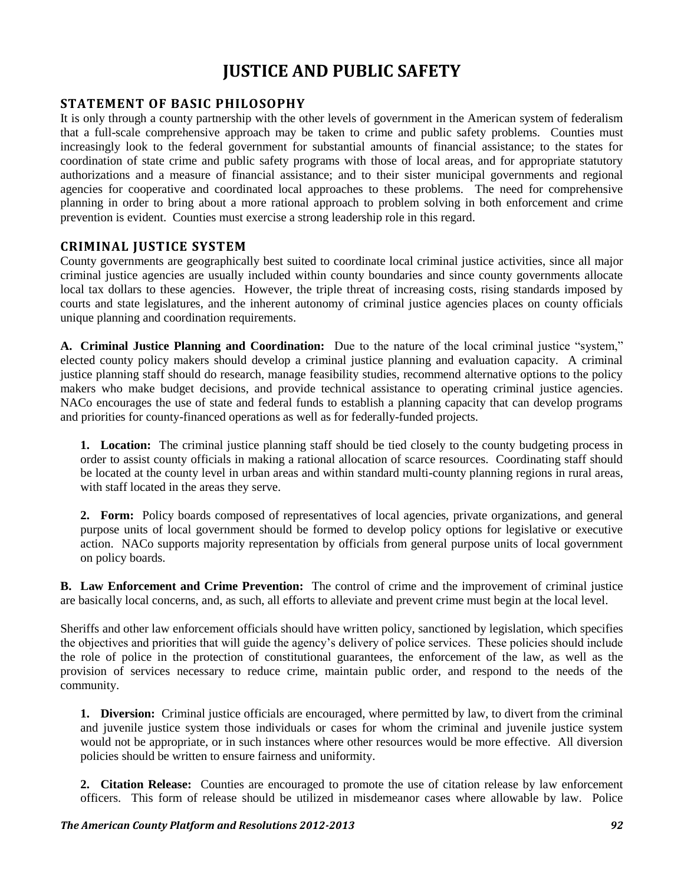# JUSTICE AND PUBLIC SAFETY

## STATEMENT OF BASIC PHILOSOPHY

It is only through a county partnership with the other levels of government in the American system of federalism that a full-scale comprehensive approach may be taken to crime and public safety problems. Counties must increasingly look to the federal government for substantial amounts of financial assistance; to the states for coordination of state crime and public safety programs with those of local areas, and for appropriate statutory authorizations and a measure of financial assistance; and to their sister municipal governments and regional agencies for cooperative and coordinated local approaches to these problems. The need for comprehensive planning in order to bring about a more rational approach to problem solving in both enforcement and crime prevention is evident. Counties must exercise a strong leadership role in this regard.

## CRIMINAL JUSTICE SYSTEM

County governments are geographically best suited to coordinate local criminal justice activities, since all major criminal justice agencies are usually included within county boundaries and since county governments allocate local tax dollars to these agencies. However, the triple threat of increasing costs, rising standards imposed by courts and state legislatures, and the inherent autonomy of criminal justice agencies places on county officials unique planning and coordination requirements.

**A. Criminal Justice Planning and Coordination:** Due to the nature of the local criminal justice "system," elected county policy makers should develop a criminal justice planning and evaluation capacity. A criminal justice planning staff should do research, manage feasibility studies, recommend alternative options to the policy makers who make budget decisions, and provide technical assistance to operating criminal justice agencies. NACo encourages the use of state and federal funds to establish a planning capacity that can develop programs and priorities for county-financed operations as well as for federally-funded projects.

**1. Location:** The criminal justice planning staff should be tied closely to the county budgeting process in order to assist county officials in making a rational allocation of scarce resources. Coordinating staff should be located at the county level in urban areas and within standard multi-county planning regions in rural areas, with staff located in the areas they serve.

**2. Form:** Policy boards composed of representatives of local agencies, private organizations, and general purpose units of local government should be formed to develop policy options for legislative or executive action. NACo supports majority representation by officials from general purpose units of local government on policy boards.

**B. Law Enforcement and Crime Prevention:** The control of crime and the improvement of criminal justice are basically local concerns, and, as such, all efforts to alleviate and prevent crime must begin at the local level.

Sheriffs and other law enforcement officials should have written policy, sanctioned by legislation, which specifies the objectives and priorities that will guide the agency's delivery of police services. These policies should include the role of police in the protection of constitutional guarantees, the enforcement of the law, as well as the provision of services necessary to reduce crime, maintain public order, and respond to the needs of the community.

**1. Diversion:** Criminal justice officials are encouraged, where permitted by law, to divert from the criminal and juvenile justice system those individuals or cases for whom the criminal and juvenile justice system would not be appropriate, or in such instances where other resources would be more effective. All diversion policies should be written to ensure fairness and uniformity.

**2. Citation Release:** Counties are encouraged to promote the use of citation release by law enforcement officers. This form of release should be utilized in misdemeanor cases where allowable by law. Police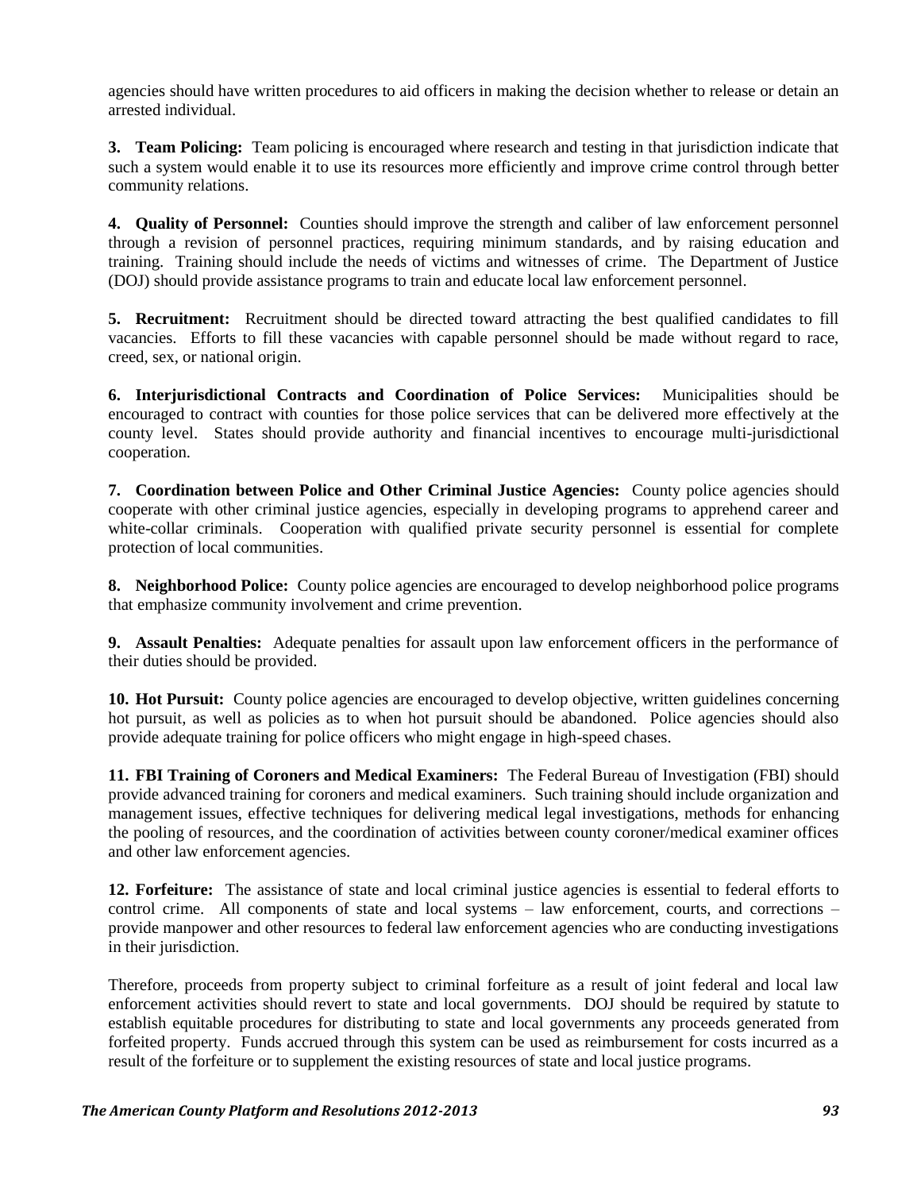agencies should have written procedures to aid officers in making the decision whether to release or detain an arrested individual.

**3. Team Policing:** Team policing is encouraged where research and testing in that jurisdiction indicate that such a system would enable it to use its resources more efficiently and improve crime control through better community relations.

**4. Quality of Personnel:** Counties should improve the strength and caliber of law enforcement personnel through a revision of personnel practices, requiring minimum standards, and by raising education and training. Training should include the needs of victims and witnesses of crime. The Department of Justice (DOJ) should provide assistance programs to train and educate local law enforcement personnel.

**5. Recruitment:** Recruitment should be directed toward attracting the best qualified candidates to fill vacancies. Efforts to fill these vacancies with capable personnel should be made without regard to race, creed, sex, or national origin.

**6. Interjurisdictional Contracts and Coordination of Police Services:** Municipalities should be encouraged to contract with counties for those police services that can be delivered more effectively at the county level. States should provide authority and financial incentives to encourage multi-jurisdictional cooperation.

**7. Coordination between Police and Other Criminal Justice Agencies:** County police agencies should cooperate with other criminal justice agencies, especially in developing programs to apprehend career and white-collar criminals. Cooperation with qualified private security personnel is essential for complete protection of local communities.

**8. Neighborhood Police:** County police agencies are encouraged to develop neighborhood police programs that emphasize community involvement and crime prevention.

**9. Assault Penalties:** Adequate penalties for assault upon law enforcement officers in the performance of their duties should be provided.

**10. Hot Pursuit:** County police agencies are encouraged to develop objective, written guidelines concerning hot pursuit, as well as policies as to when hot pursuit should be abandoned. Police agencies should also provide adequate training for police officers who might engage in high-speed chases.

**11. FBI Training of Coroners and Medical Examiners:** The Federal Bureau of Investigation (FBI) should provide advanced training for coroners and medical examiners. Such training should include organization and management issues, effective techniques for delivering medical legal investigations, methods for enhancing the pooling of resources, and the coordination of activities between county coroner/medical examiner offices and other law enforcement agencies.

**12. Forfeiture:** The assistance of state and local criminal justice agencies is essential to federal efforts to control crime. All components of state and local systems – law enforcement, courts, and corrections – provide manpower and other resources to federal law enforcement agencies who are conducting investigations in their jurisdiction.

Therefore, proceeds from property subject to criminal forfeiture as a result of joint federal and local law enforcement activities should revert to state and local governments. DOJ should be required by statute to establish equitable procedures for distributing to state and local governments any proceeds generated from forfeited property. Funds accrued through this system can be used as reimbursement for costs incurred as a result of the forfeiture or to supplement the existing resources of state and local justice programs.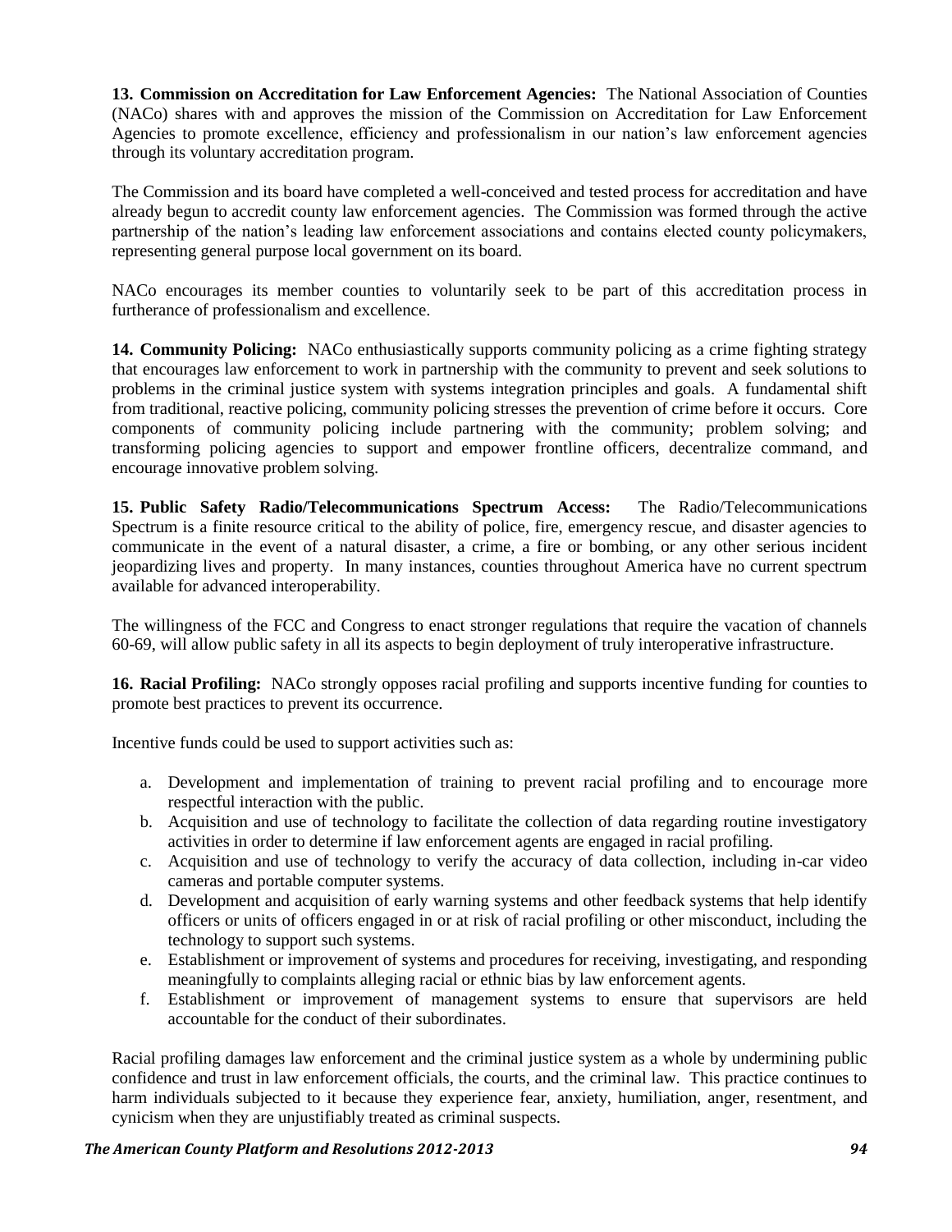**13. Commission on Accreditation for Law Enforcement Agencies:** The National Association of Counties (NACo) shares with and approves the mission of the Commission on Accreditation for Law Enforcement Agencies to promote excellence, efficiency and professionalism in our nation's law enforcement agencies through its voluntary accreditation program.

The Commission and its board have completed a well-conceived and tested process for accreditation and have already begun to accredit county law enforcement agencies. The Commission was formed through the active partnership of the nation's leading law enforcement associations and contains elected county policymakers, representing general purpose local government on its board.

NACo encourages its member counties to voluntarily seek to be part of this accreditation process in furtherance of professionalism and excellence.

**14. Community Policing:** NACo enthusiastically supports community policing as a crime fighting strategy that encourages law enforcement to work in partnership with the community to prevent and seek solutions to problems in the criminal justice system with systems integration principles and goals. A fundamental shift from traditional, reactive policing, community policing stresses the prevention of crime before it occurs. Core components of community policing include partnering with the community; problem solving; and transforming policing agencies to support and empower frontline officers, decentralize command, and encourage innovative problem solving.

**15. Public Safety Radio/Telecommunications Spectrum Access:** The Radio/Telecommunications Spectrum is a finite resource critical to the ability of police, fire, emergency rescue, and disaster agencies to communicate in the event of a natural disaster, a crime, a fire or bombing, or any other serious incident jeopardizing lives and property. In many instances, counties throughout America have no current spectrum available for advanced interoperability.

The willingness of the FCC and Congress to enact stronger regulations that require the vacation of channels 60-69, will allow public safety in all its aspects to begin deployment of truly interoperative infrastructure.

**16. Racial Profiling:** NACo strongly opposes racial profiling and supports incentive funding for counties to promote best practices to prevent its occurrence.

Incentive funds could be used to support activities such as:

a. Development and implementation of training to prevent racial profiling and to encourage more respectful interaction with the public.
b. Acquisition and use of technology to facilitate the collection of data regarding routine investigatory activities in order to determine if law enforcement agents are engaged in racial profiling.
c. Acquisition and use of technology to verify the accuracy of data collection, including in-car video cameras and portable computer systems.
d. Development and acquisition of early warning systems and other feedback systems that help identify officers or units of officers engaged in or at risk of racial profiling or other misconduct, including the technology to support such systems.
e. Establishment or improvement of systems and procedures for receiving, investigating, and responding meaningfully to complaints alleging racial or ethnic bias by law enforcement agents.
f. Establishment or improvement of management systems to ensure that supervisors are held accountable for the conduct of their subordinates.

Racial profiling damages law enforcement and the criminal justice system as a whole by undermining public confidence and trust in law enforcement officials, the courts, and the criminal law. This practice continues to harm individuals subjected to it because they experience fear, anxiety, humiliation, anger, resentment, and cynicism when they are unjustifiably treated as criminal suspects.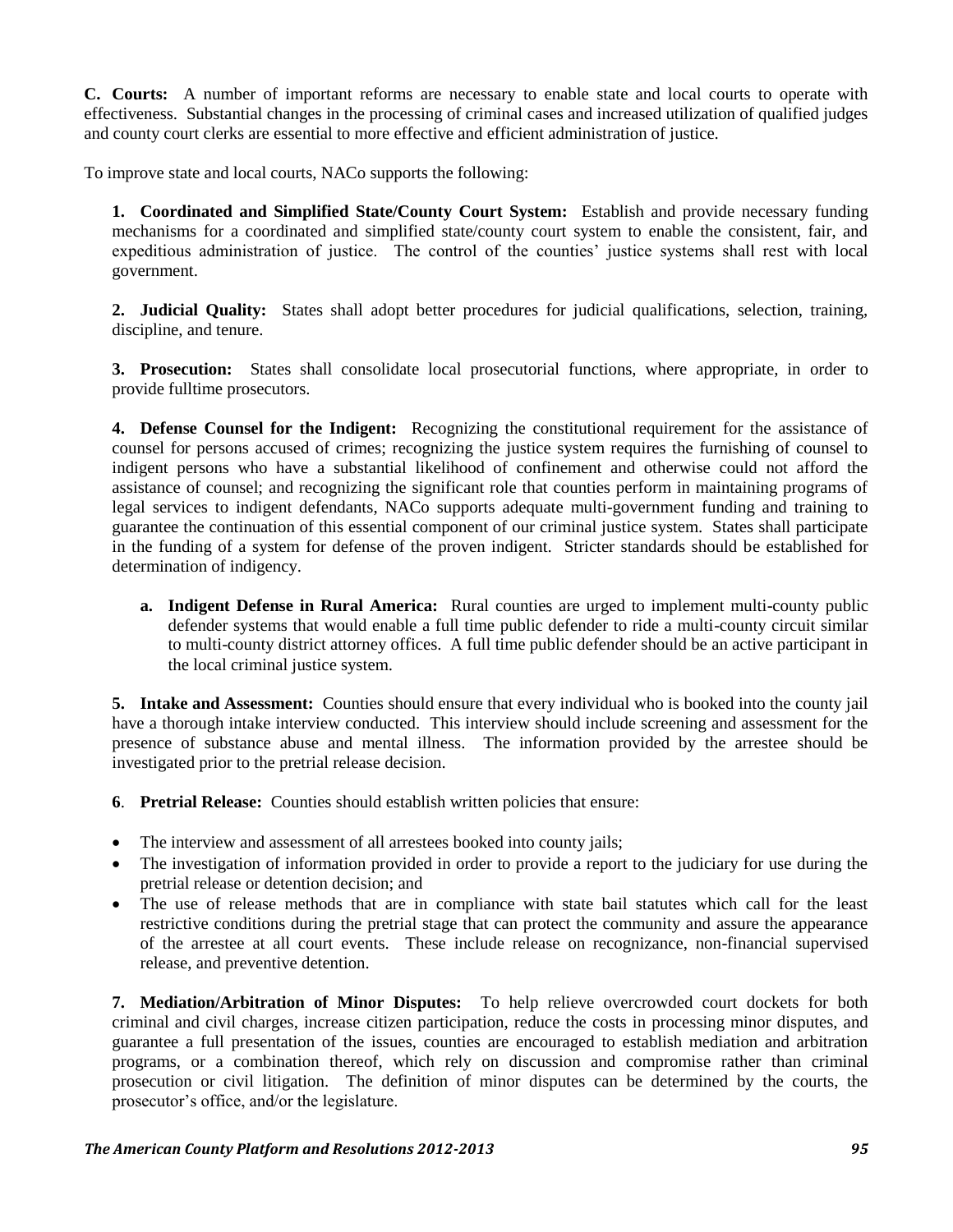**C. Courts:** A number of important reforms are necessary to enable state and local courts to operate with effectiveness. Substantial changes in the processing of criminal cases and increased utilization of qualified judges and county court clerks are essential to more effective and efficient administration of justice.

To improve state and local courts, NACo supports the following:

**1. Coordinated and Simplified State/County Court System:** Establish and provide necessary funding mechanisms for a coordinated and simplified state/county court system to enable the consistent, fair, and expeditious administration of justice. The control of the counties' justice systems shall rest with local government.

**2. Judicial Quality:** States shall adopt better procedures for judicial qualifications, selection, training, discipline, and tenure.

**3. Prosecution:** States shall consolidate local prosecutorial functions, where appropriate, in order to provide fulltime prosecutors.

**4. Defense Counsel for the Indigent:** Recognizing the constitutional requirement for the assistance of counsel for persons accused of crimes; recognizing the justice system requires the furnishing of counsel to indigent persons who have a substantial likelihood of confinement and otherwise could not afford the assistance of counsel; and recognizing the significant role that counties perform in maintaining programs of legal services to indigent defendants, NACo supports adequate multi-government funding and training to guarantee the continuation of this essential component of our criminal justice system. States shall participate in the funding of a system for defense of the proven indigent. Stricter standards should be established for determination of indigency.

- **a. Indigent Defense in Rural America:** Rural counties are urged to implement multi-county public defender systems that would enable a full time public defender to ride a multi-county circuit similar to multi-county district attorney offices. A full time public defender should be an active participant in the local criminal justice system.

**5. Intake and Assessment:** Counties should ensure that every individual who is booked into the county jail have a thorough intake interview conducted. This interview should include screening and assessment for the presence of substance abuse and mental illness. The information provided by the arrestee should be investigated prior to the pretrial release decision.

**6**. **Pretrial Release:** Counties should establish written policies that ensure:

- The interview and assessment of all arrestees booked into county jails;
- The investigation of information provided in order to provide a report to the judiciary for use during the pretrial release or detention decision; and
- The use of release methods that are in compliance with state bail statutes which call for the least restrictive conditions during the pretrial stage that can protect the community and assure the appearance of the arrestee at all court events. These include release on recognizance, non-financial supervised release, and preventive detention.

**7. Mediation/Arbitration of Minor Disputes:** To help relieve overcrowded court dockets for both criminal and civil charges, increase citizen participation, reduce the costs in processing minor disputes, and guarantee a full presentation of the issues, counties are encouraged to establish mediation and arbitration programs, or a combination thereof, which rely on discussion and compromise rather than criminal prosecution or civil litigation. The definition of minor disputes can be determined by the courts, the prosecutor's office, and/or the legislature.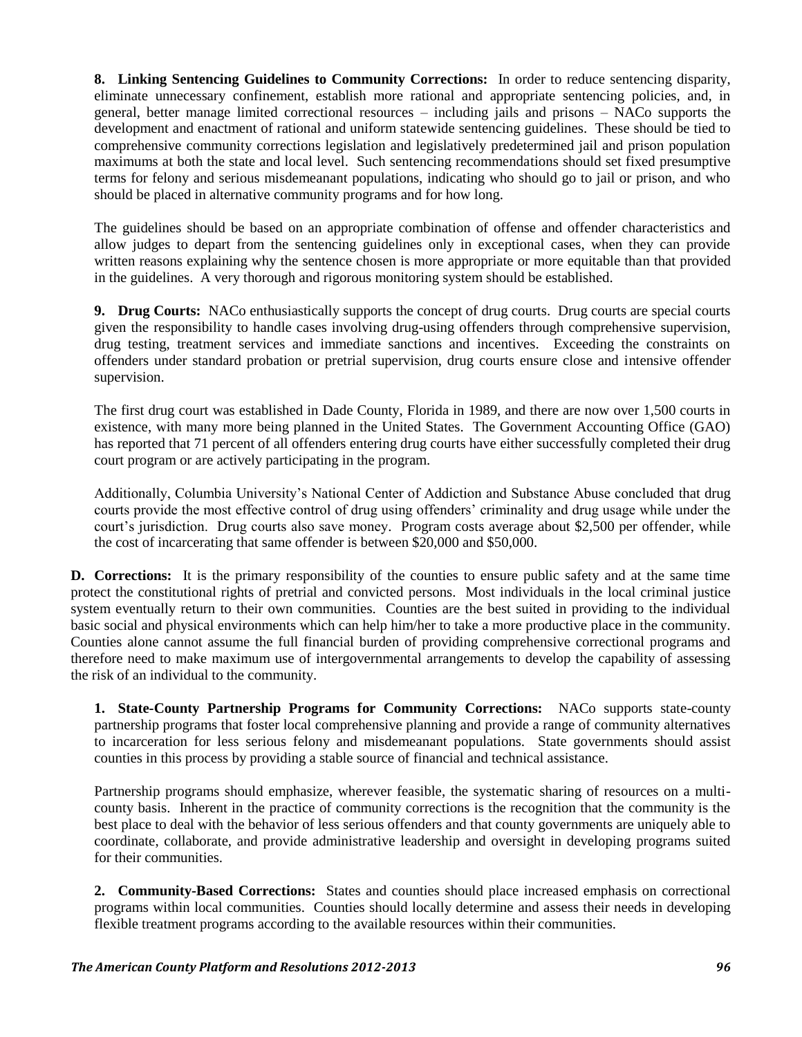**8. Linking Sentencing Guidelines to Community Corrections:** In order to reduce sentencing disparity, eliminate unnecessary confinement, establish more rational and appropriate sentencing policies, and, in general, better manage limited correctional resources – including jails and prisons – NACo supports the development and enactment of rational and uniform statewide sentencing guidelines. These should be tied to comprehensive community corrections legislation and legislatively predetermined jail and prison population maximums at both the state and local level. Such sentencing recommendations should set fixed presumptive terms for felony and serious misdemeanant populations, indicating who should go to jail or prison, and who should be placed in alternative community programs and for how long.

The guidelines should be based on an appropriate combination of offense and offender characteristics and allow judges to depart from the sentencing guidelines only in exceptional cases, when they can provide written reasons explaining why the sentence chosen is more appropriate or more equitable than that provided in the guidelines. A very thorough and rigorous monitoring system should be established.

**9. Drug Courts:** NACo enthusiastically supports the concept of drug courts. Drug courts are special courts given the responsibility to handle cases involving drug-using offenders through comprehensive supervision, drug testing, treatment services and immediate sanctions and incentives. Exceeding the constraints on offenders under standard probation or pretrial supervision, drug courts ensure close and intensive offender supervision.

The first drug court was established in Dade County, Florida in 1989, and there are now over 1,500 courts in existence, with many more being planned in the United States. The Government Accounting Office (GAO) has reported that 71 percent of all offenders entering drug courts have either successfully completed their drug court program or are actively participating in the program.

Additionally, Columbia University's National Center of Addiction and Substance Abuse concluded that drug courts provide the most effective control of drug using offenders' criminality and drug usage while under the court's jurisdiction. Drug courts also save money. Program costs average about $2,500 per offender, while the cost of incarcerating that same offender is between $20,000 and $50,000.

**D. Corrections:** It is the primary responsibility of the counties to ensure public safety and at the same time protect the constitutional rights of pretrial and convicted persons. Most individuals in the local criminal justice system eventually return to their own communities. Counties are the best suited in providing to the individual basic social and physical environments which can help him/her to take a more productive place in the community. Counties alone cannot assume the full financial burden of providing comprehensive correctional programs and therefore need to make maximum use of intergovernmental arrangements to develop the capability of assessing the risk of an individual to the community.

**1. State-County Partnership Programs for Community Corrections:** NACo supports state-county partnership programs that foster local comprehensive planning and provide a range of community alternatives to incarceration for less serious felony and misdemeanant populations. State governments should assist counties in this process by providing a stable source of financial and technical assistance.

Partnership programs should emphasize, wherever feasible, the systematic sharing of resources on a multi-county basis. Inherent in the practice of community corrections is the recognition that the community is the best place to deal with the behavior of less serious offenders and that county governments are uniquely able to coordinate, collaborate, and provide administrative leadership and oversight in developing programs suited for their communities.

**2. Community-Based Corrections:** States and counties should place increased emphasis on correctional programs within local communities. Counties should locally determine and assess their needs in developing flexible treatment programs according to the available resources within their communities.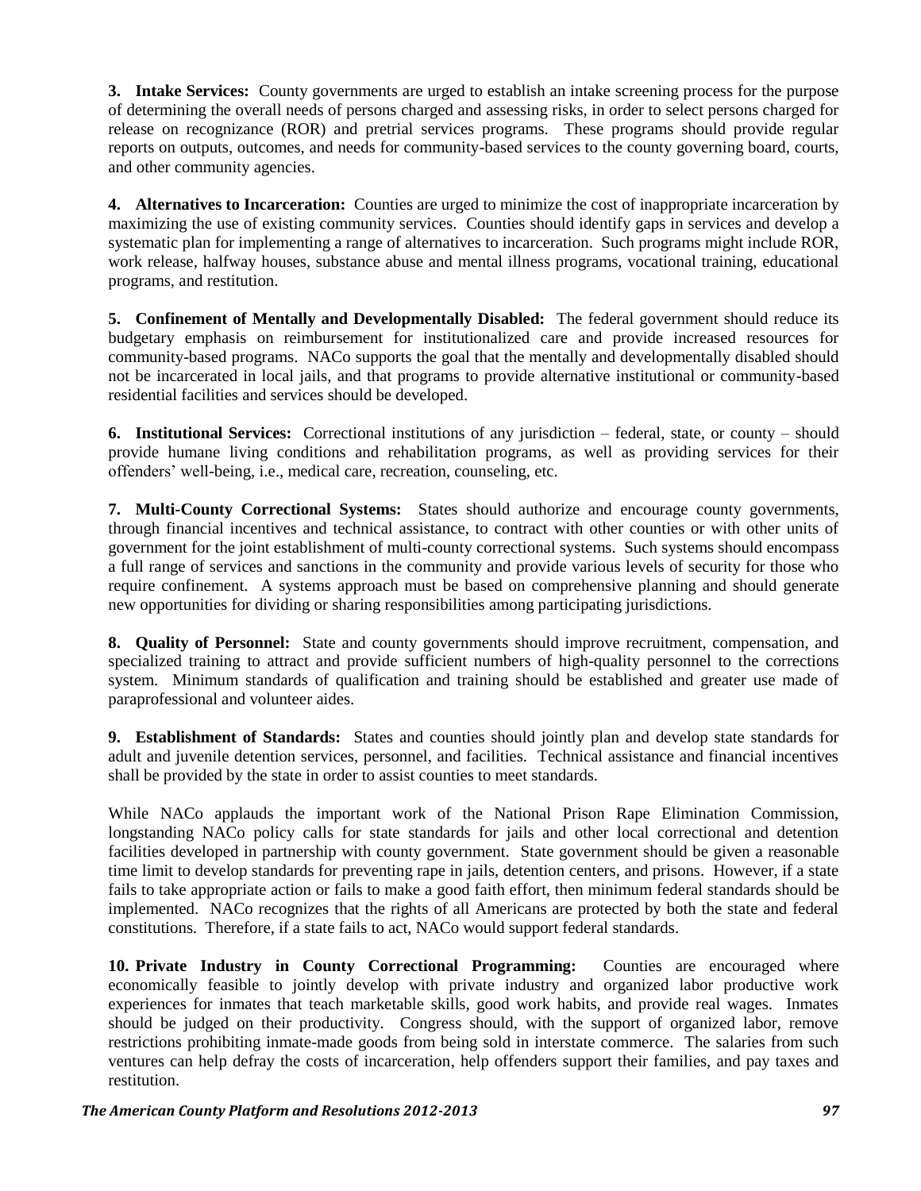**3. Intake Services:** County governments are urged to establish an intake screening process for the purpose of determining the overall needs of persons charged and assessing risks, in order to select persons charged for release on recognizance (ROR) and pretrial services programs. These programs should provide regular reports on outputs, outcomes, and needs for community-based services to the county governing board, courts, and other community agencies.

**4. Alternatives to Incarceration:** Counties are urged to minimize the cost of inappropriate incarceration by maximizing the use of existing community services. Counties should identify gaps in services and develop a systematic plan for implementing a range of alternatives to incarceration. Such programs might include ROR, work release, halfway houses, substance abuse and mental illness programs, vocational training, educational programs, and restitution.

**5. Confinement of Mentally and Developmentally Disabled:** The federal government should reduce its budgetary emphasis on reimbursement for institutionalized care and provide increased resources for community-based programs. NACo supports the goal that the mentally and developmentally disabled should not be incarcerated in local jails, and that programs to provide alternative institutional or community-based residential facilities and services should be developed.

**6. Institutional Services:** Correctional institutions of any jurisdiction – federal, state, or county – should provide humane living conditions and rehabilitation programs, as well as providing services for their offenders' well-being, i.e., medical care, recreation, counseling, etc.

**7. Multi-County Correctional Systems:** States should authorize and encourage county governments, through financial incentives and technical assistance, to contract with other counties or with other units of government for the joint establishment of multi-county correctional systems. Such systems should encompass a full range of services and sanctions in the community and provide various levels of security for those who require confinement. A systems approach must be based on comprehensive planning and should generate new opportunities for dividing or sharing responsibilities among participating jurisdictions.

**8. Quality of Personnel:** State and county governments should improve recruitment, compensation, and specialized training to attract and provide sufficient numbers of high-quality personnel to the corrections system. Minimum standards of qualification and training should be established and greater use made of paraprofessional and volunteer aides.

**9. Establishment of Standards:** States and counties should jointly plan and develop state standards for adult and juvenile detention services, personnel, and facilities. Technical assistance and financial incentives shall be provided by the state in order to assist counties to meet standards.

While NACo applauds the important work of the National Prison Rape Elimination Commission, longstanding NACo policy calls for state standards for jails and other local correctional and detention facilities developed in partnership with county government. State government should be given a reasonable time limit to develop standards for preventing rape in jails, detention centers, and prisons. However, if a state fails to take appropriate action or fails to make a good faith effort, then minimum federal standards should be implemented. NACo recognizes that the rights of all Americans are protected by both the state and federal constitutions. Therefore, if a state fails to act, NACo would support federal standards.

**10. Private Industry in County Correctional Programming:** Counties are encouraged where economically feasible to jointly develop with private industry and organized labor productive work experiences for inmates that teach marketable skills, good work habits, and provide real wages. Inmates should be judged on their productivity. Congress should, with the support of organized labor, remove restrictions prohibiting inmate-made goods from being sold in interstate commerce. The salaries from such ventures can help defray the costs of incarceration, help offenders support their families, and pay taxes and restitution.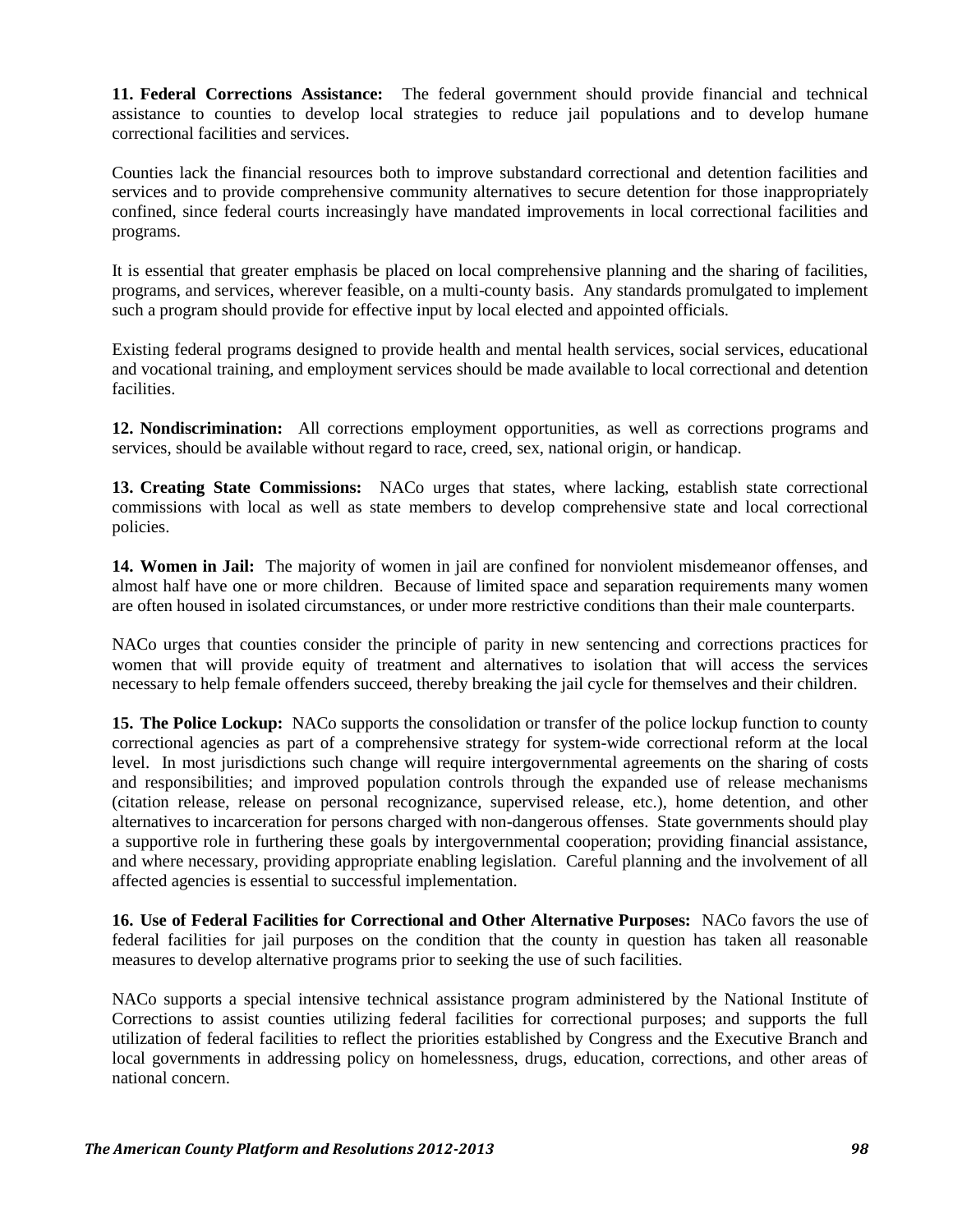**11. Federal Corrections Assistance:** The federal government should provide financial and technical assistance to counties to develop local strategies to reduce jail populations and to develop humane correctional facilities and services.

Counties lack the financial resources both to improve substandard correctional and detention facilities and services and to provide comprehensive community alternatives to secure detention for those inappropriately confined, since federal courts increasingly have mandated improvements in local correctional facilities and programs.

It is essential that greater emphasis be placed on local comprehensive planning and the sharing of facilities, programs, and services, wherever feasible, on a multi-county basis. Any standards promulgated to implement such a program should provide for effective input by local elected and appointed officials.

Existing federal programs designed to provide health and mental health services, social services, educational and vocational training, and employment services should be made available to local correctional and detention facilities.

**12. Nondiscrimination:** All corrections employment opportunities, as well as corrections programs and services, should be available without regard to race, creed, sex, national origin, or handicap.

**13. Creating State Commissions:** NACo urges that states, where lacking, establish state correctional commissions with local as well as state members to develop comprehensive state and local correctional policies.

**14. Women in Jail:** The majority of women in jail are confined for nonviolent misdemeanor offenses, and almost half have one or more children. Because of limited space and separation requirements many women are often housed in isolated circumstances, or under more restrictive conditions than their male counterparts.

NACo urges that counties consider the principle of parity in new sentencing and corrections practices for women that will provide equity of treatment and alternatives to isolation that will access the services necessary to help female offenders succeed, thereby breaking the jail cycle for themselves and their children.

**15. The Police Lockup:** NACo supports the consolidation or transfer of the police lockup function to county correctional agencies as part of a comprehensive strategy for system-wide correctional reform at the local level. In most jurisdictions such change will require intergovernmental agreements on the sharing of costs and responsibilities; and improved population controls through the expanded use of release mechanisms (citation release, release on personal recognizance, supervised release, etc.), home detention, and other alternatives to incarceration for persons charged with non-dangerous offenses. State governments should play a supportive role in furthering these goals by intergovernmental cooperation; providing financial assistance, and where necessary, providing appropriate enabling legislation. Careful planning and the involvement of all affected agencies is essential to successful implementation.

**16. Use of Federal Facilities for Correctional and Other Alternative Purposes:** NACo favors the use of federal facilities for jail purposes on the condition that the county in question has taken all reasonable measures to develop alternative programs prior to seeking the use of such facilities.

NACo supports a special intensive technical assistance program administered by the National Institute of Corrections to assist counties utilizing federal facilities for correctional purposes; and supports the full utilization of federal facilities to reflect the priorities established by Congress and the Executive Branch and local governments in addressing policy on homelessness, drugs, education, corrections, and other areas of national concern.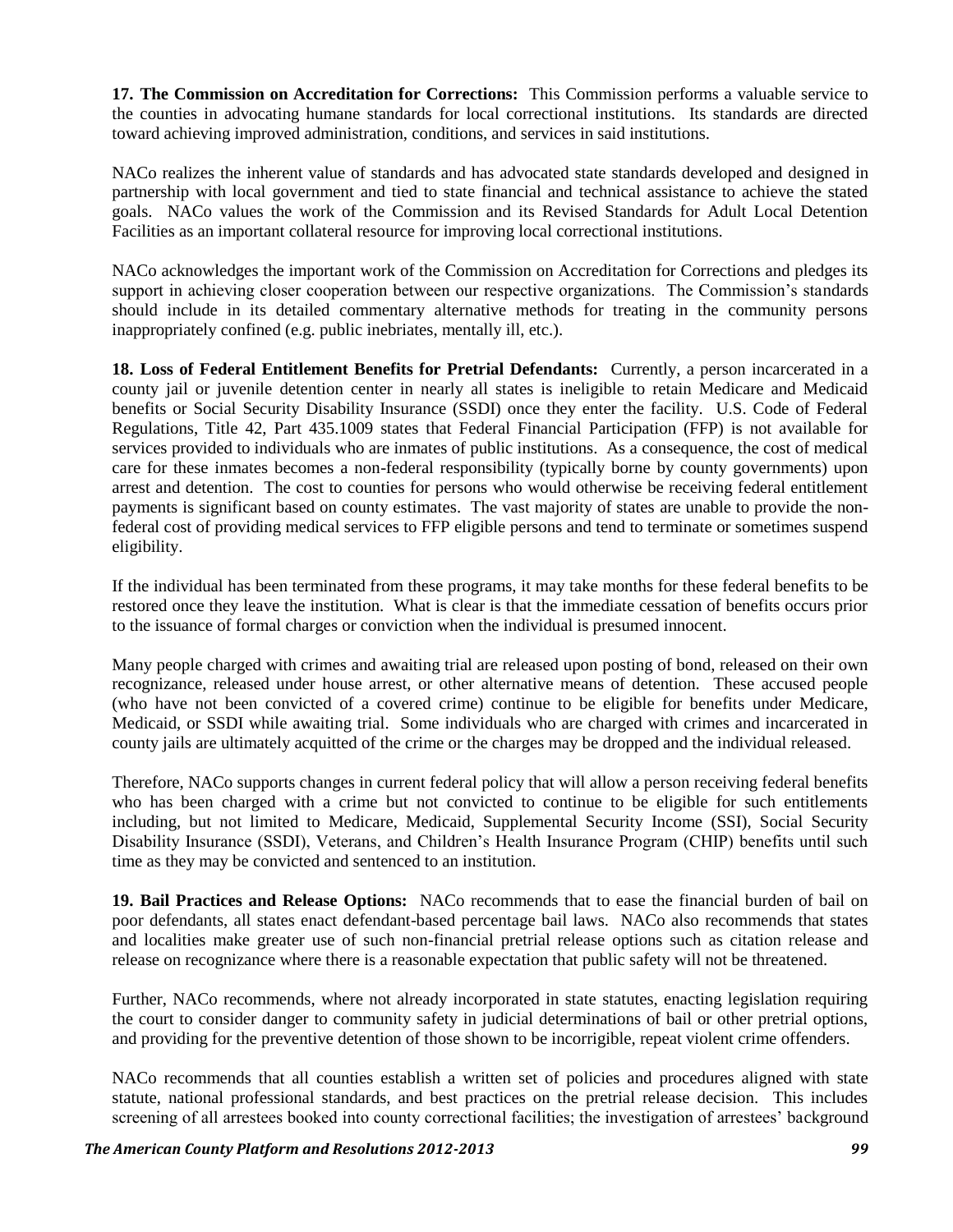**17. The Commission on Accreditation for Corrections:** This Commission performs a valuable service to the counties in advocating humane standards for local correctional institutions. Its standards are directed toward achieving improved administration, conditions, and services in said institutions.

NACo realizes the inherent value of standards and has advocated state standards developed and designed in partnership with local government and tied to state financial and technical assistance to achieve the stated goals. NACo values the work of the Commission and its Revised Standards for Adult Local Detention Facilities as an important collateral resource for improving local correctional institutions.

NACo acknowledges the important work of the Commission on Accreditation for Corrections and pledges its support in achieving closer cooperation between our respective organizations. The Commission's standards should include in its detailed commentary alternative methods for treating in the community persons inappropriately confined (e.g. public inebriates, mentally ill, etc.).

**18. Loss of Federal Entitlement Benefits for Pretrial Defendants:** Currently, a person incarcerated in a county jail or juvenile detention center in nearly all states is ineligible to retain Medicare and Medicaid benefits or Social Security Disability Insurance (SSDI) once they enter the facility. U.S. Code of Federal Regulations, Title 42, Part 435.1009 states that Federal Financial Participation (FFP) is not available for services provided to individuals who are inmates of public institutions. As a consequence, the cost of medical care for these inmates becomes a non-federal responsibility (typically borne by county governments) upon arrest and detention. The cost to counties for persons who would otherwise be receiving federal entitlement payments is significant based on county estimates. The vast majority of states are unable to provide the non-federal cost of providing medical services to FFP eligible persons and tend to terminate or sometimes suspend eligibility.

If the individual has been terminated from these programs, it may take months for these federal benefits to be restored once they leave the institution. What is clear is that the immediate cessation of benefits occurs prior to the issuance of formal charges or conviction when the individual is presumed innocent.

Many people charged with crimes and awaiting trial are released upon posting of bond, released on their own recognizance, released under house arrest, or other alternative means of detention. These accused people (who have not been convicted of a covered crime) continue to be eligible for benefits under Medicare, Medicaid, or SSDI while awaiting trial. Some individuals who are charged with crimes and incarcerated in county jails are ultimately acquitted of the crime or the charges may be dropped and the individual released.

Therefore, NACo supports changes in current federal policy that will allow a person receiving federal benefits who has been charged with a crime but not convicted to continue to be eligible for such entitlements including, but not limited to Medicare, Medicaid, Supplemental Security Income (SSI), Social Security Disability Insurance (SSDI), Veterans, and Children's Health Insurance Program (CHIP) benefits until such time as they may be convicted and sentenced to an institution.

**19. Bail Practices and Release Options:** NACo recommends that to ease the financial burden of bail on poor defendants, all states enact defendant-based percentage bail laws. NACo also recommends that states and localities make greater use of such non-financial pretrial release options such as citation release and release on recognizance where there is a reasonable expectation that public safety will not be threatened.

Further, NACo recommends, where not already incorporated in state statutes, enacting legislation requiring the court to consider danger to community safety in judicial determinations of bail or other pretrial options, and providing for the preventive detention of those shown to be incorrigible, repeat violent crime offenders.

NACo recommends that all counties establish a written set of policies and procedures aligned with state statute, national professional standards, and best practices on the pretrial release decision. This includes screening of all arrestees booked into county correctional facilities; the investigation of arrestees' background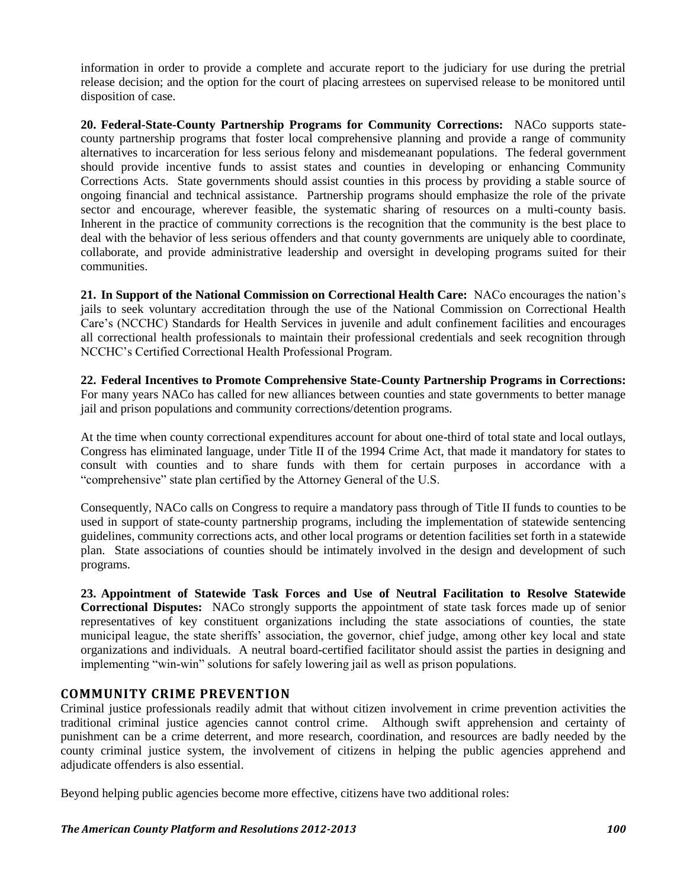information in order to provide a complete and accurate report to the judiciary for use during the pretrial release decision; and the option for the court of placing arrestees on supervised release to be monitored until disposition of case.

**20. Federal-State-County Partnership Programs for Community Corrections:** NACo supports state-county partnership programs that foster local comprehensive planning and provide a range of community alternatives to incarceration for less serious felony and misdemeanant populations. The federal government should provide incentive funds to assist states and counties in developing or enhancing Community Corrections Acts. State governments should assist counties in this process by providing a stable source of ongoing financial and technical assistance. Partnership programs should emphasize the role of the private sector and encourage, wherever feasible, the systematic sharing of resources on a multi-county basis. Inherent in the practice of community corrections is the recognition that the community is the best place to deal with the behavior of less serious offenders and that county governments are uniquely able to coordinate, collaborate, and provide administrative leadership and oversight in developing programs suited for their communities.

**21. In Support of the National Commission on Correctional Health Care:** NACo encourages the nation's jails to seek voluntary accreditation through the use of the National Commission on Correctional Health Care's (NCCHC) Standards for Health Services in juvenile and adult confinement facilities and encourages all correctional health professionals to maintain their professional credentials and seek recognition through NCCHC's Certified Correctional Health Professional Program.

**22. Federal Incentives to Promote Comprehensive State-County Partnership Programs in Corrections:** For many years NACo has called for new alliances between counties and state governments to better manage jail and prison populations and community corrections/detention programs.

At the time when county correctional expenditures account for about one-third of total state and local outlays, Congress has eliminated language, under Title II of the 1994 Crime Act, that made it mandatory for states to consult with counties and to share funds with them for certain purposes in accordance with a "comprehensive" state plan certified by the Attorney General of the U.S.

Consequently, NACo calls on Congress to require a mandatory pass through of Title II funds to counties to be used in support of state-county partnership programs, including the implementation of statewide sentencing guidelines, community corrections acts, and other local programs or detention facilities set forth in a statewide plan. State associations of counties should be intimately involved in the design and development of such programs.

**23. Appointment of Statewide Task Forces and Use of Neutral Facilitation to Resolve Statewide Correctional Disputes:** NACo strongly supports the appointment of state task forces made up of senior representatives of key constituent organizations including the state associations of counties, the state municipal league, the state sheriffs' association, the governor, chief judge, among other key local and state organizations and individuals. A neutral board-certified facilitator should assist the parties in designing and implementing "win-win" solutions for safely lowering jail as well as prison populations.

## COMMUNITY CRIME PREVENTION

Criminal justice professionals readily admit that without citizen involvement in crime prevention activities the traditional criminal justice agencies cannot control crime. Although swift apprehension and certainty of punishment can be a crime deterrent, and more research, coordination, and resources are badly needed by the county criminal justice system, the involvement of citizens in helping the public agencies apprehend and adjudicate offenders is also essential.

Beyond helping public agencies become more effective, citizens have two additional roles: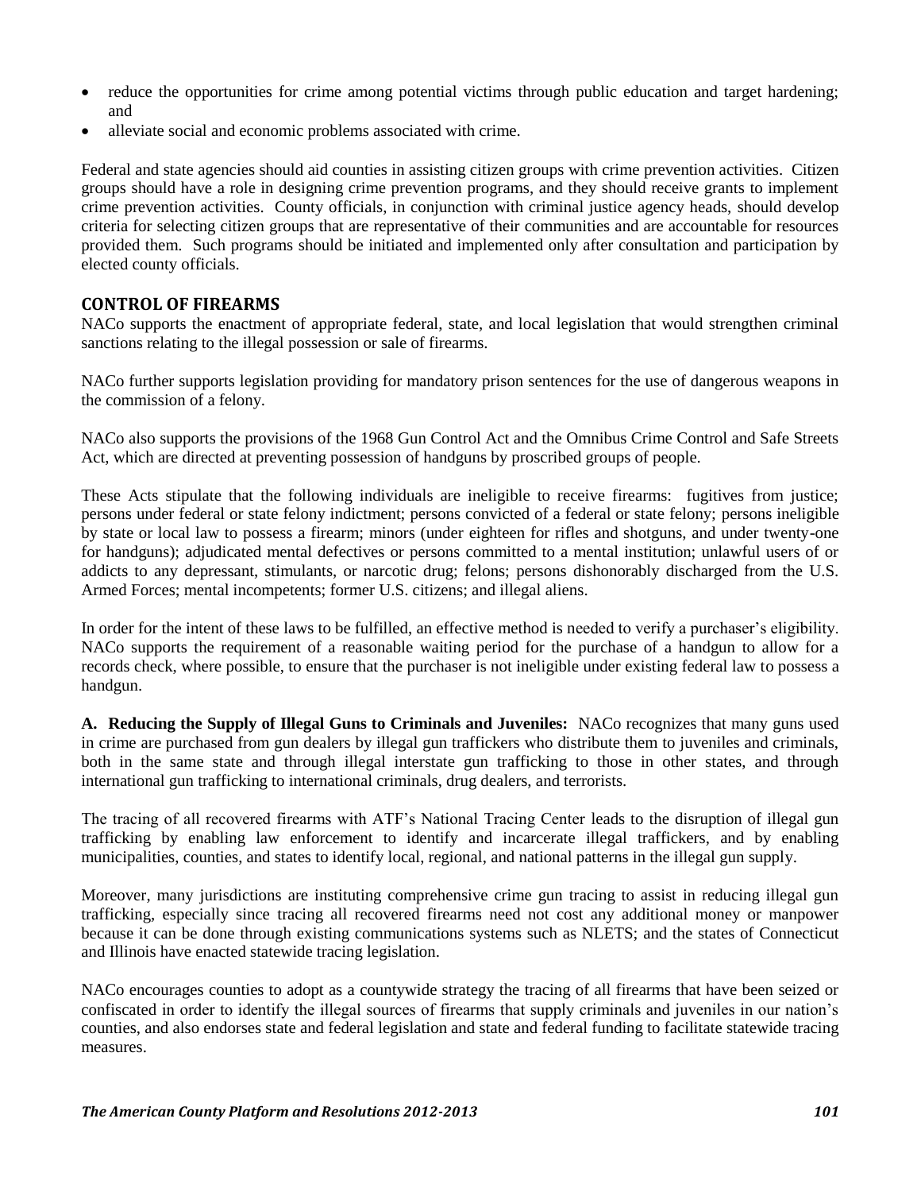- reduce the opportunities for crime among potential victims through public education and target hardening; and
- alleviate social and economic problems associated with crime.

Federal and state agencies should aid counties in assisting citizen groups with crime prevention activities. Citizen groups should have a role in designing crime prevention programs, and they should receive grants to implement crime prevention activities. County officials, in conjunction with criminal justice agency heads, should develop criteria for selecting citizen groups that are representative of their communities and are accountable for resources provided them. Such programs should be initiated and implemented only after consultation and participation by elected county officials.

## CONTROL OF FIREARMS

NACo supports the enactment of appropriate federal, state, and local legislation that would strengthen criminal sanctions relating to the illegal possession or sale of firearms.

NACo further supports legislation providing for mandatory prison sentences for the use of dangerous weapons in the commission of a felony.

NACo also supports the provisions of the 1968 Gun Control Act and the Omnibus Crime Control and Safe Streets Act, which are directed at preventing possession of handguns by proscribed groups of people.

These Acts stipulate that the following individuals are ineligible to receive firearms: fugitives from justice; persons under federal or state felony indictment; persons convicted of a federal or state felony; persons ineligible by state or local law to possess a firearm; minors (under eighteen for rifles and shotguns, and under twenty-one for handguns); adjudicated mental defectives or persons committed to a mental institution; unlawful users of or addicts to any depressant, stimulants, or narcotic drug; felons; persons dishonorably discharged from the U.S. Armed Forces; mental incompetents; former U.S. citizens; and illegal aliens.

In order for the intent of these laws to be fulfilled, an effective method is needed to verify a purchaser's eligibility. NACo supports the requirement of a reasonable waiting period for the purchase of a handgun to allow for a records check, where possible, to ensure that the purchaser is not ineligible under existing federal law to possess a handgun.

**A. Reducing the Supply of Illegal Guns to Criminals and Juveniles:** NACo recognizes that many guns used in crime are purchased from gun dealers by illegal gun traffickers who distribute them to juveniles and criminals, both in the same state and through illegal interstate gun trafficking to those in other states, and through international gun trafficking to international criminals, drug dealers, and terrorists.

The tracing of all recovered firearms with ATF's National Tracing Center leads to the disruption of illegal gun trafficking by enabling law enforcement to identify and incarcerate illegal traffickers, and by enabling municipalities, counties, and states to identify local, regional, and national patterns in the illegal gun supply.

Moreover, many jurisdictions are instituting comprehensive crime gun tracing to assist in reducing illegal gun trafficking, especially since tracing all recovered firearms need not cost any additional money or manpower because it can be done through existing communications systems such as NLETS; and the states of Connecticut and Illinois have enacted statewide tracing legislation.

NACo encourages counties to adopt as a countywide strategy the tracing of all firearms that have been seized or confiscated in order to identify the illegal sources of firearms that supply criminals and juveniles in our nation's counties, and also endorses state and federal legislation and state and federal funding to facilitate statewide tracing measures.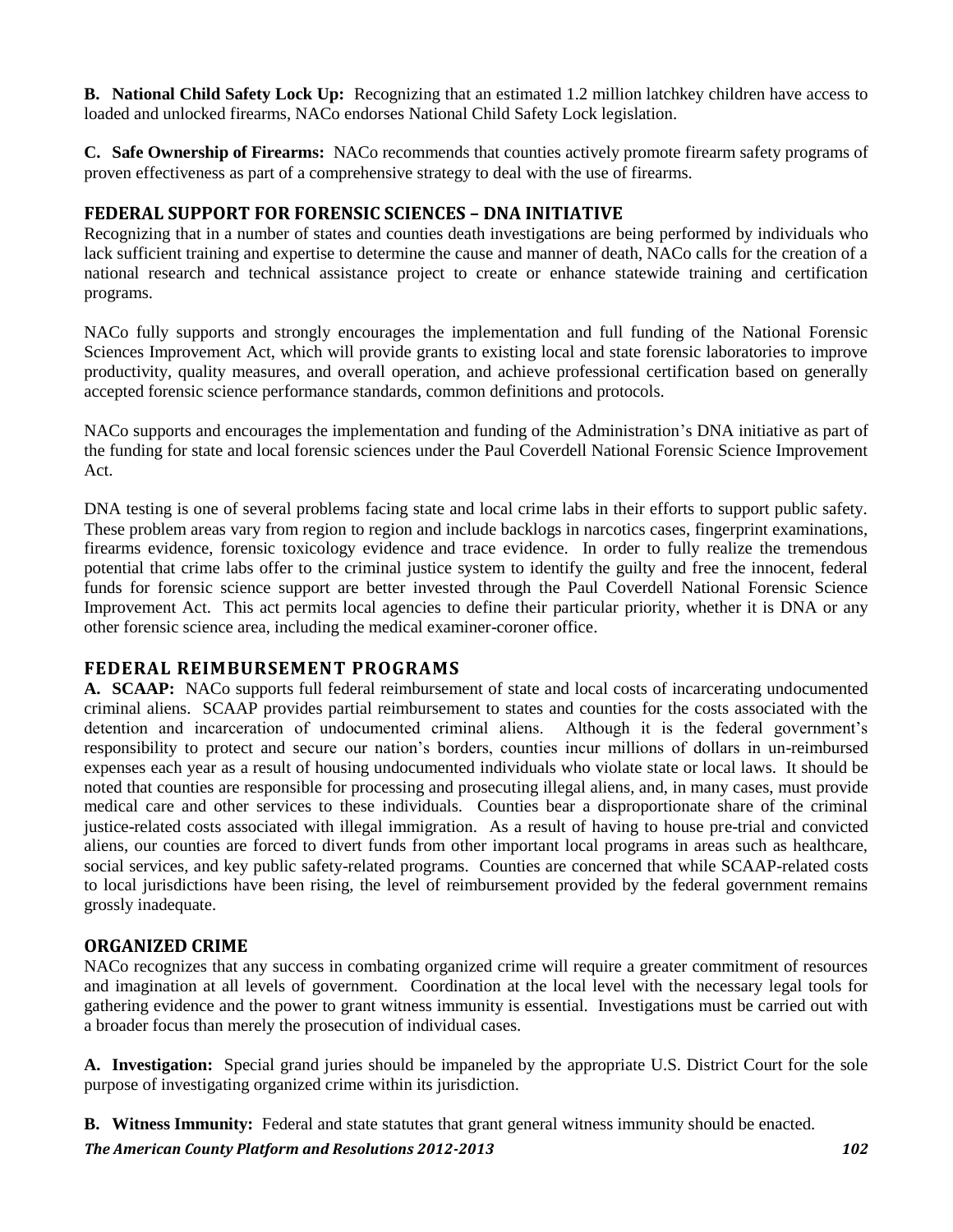**B. National Child Safety Lock Up:** Recognizing that an estimated 1.2 million latchkey children have access to loaded and unlocked firearms, NACo endorses National Child Safety Lock legislation.

**C. Safe Ownership of Firearms:** NACo recommends that counties actively promote firearm safety programs of proven effectiveness as part of a comprehensive strategy to deal with the use of firearms.

## FEDERAL SUPPORT FOR FORENSIC SCIENCES – DNA INITIATIVE

Recognizing that in a number of states and counties death investigations are being performed by individuals who lack sufficient training and expertise to determine the cause and manner of death, NACo calls for the creation of a national research and technical assistance project to create or enhance statewide training and certification programs.

NACo fully supports and strongly encourages the implementation and full funding of the National Forensic Sciences Improvement Act, which will provide grants to existing local and state forensic laboratories to improve productivity, quality measures, and overall operation, and achieve professional certification based on generally accepted forensic science performance standards, common definitions and protocols.

NACo supports and encourages the implementation and funding of the Administration's DNA initiative as part of the funding for state and local forensic sciences under the Paul Coverdell National Forensic Science Improvement Act.

DNA testing is one of several problems facing state and local crime labs in their efforts to support public safety. These problem areas vary from region to region and include backlogs in narcotics cases, fingerprint examinations, firearms evidence, forensic toxicology evidence and trace evidence. In order to fully realize the tremendous potential that crime labs offer to the criminal justice system to identify the guilty and free the innocent, federal funds for forensic science support are better invested through the Paul Coverdell National Forensic Science Improvement Act. This act permits local agencies to define their particular priority, whether it is DNA or any other forensic science area, including the medical examiner-coroner office.

## FEDERAL REIMBURSEMENT PROGRAMS

**A. SCAAP:** NACo supports full federal reimbursement of state and local costs of incarcerating undocumented criminal aliens. SCAAP provides partial reimbursement to states and counties for the costs associated with the detention and incarceration of undocumented criminal aliens. Although it is the federal government's responsibility to protect and secure our nation's borders, counties incur millions of dollars in un-reimbursed expenses each year as a result of housing undocumented individuals who violate state or local laws. It should be noted that counties are responsible for processing and prosecuting illegal aliens, and, in many cases, must provide medical care and other services to these individuals. Counties bear a disproportionate share of the criminal justice-related costs associated with illegal immigration. As a result of having to house pre-trial and convicted aliens, our counties are forced to divert funds from other important local programs in areas such as healthcare, social services, and key public safety-related programs. Counties are concerned that while SCAAP-related costs to local jurisdictions have been rising, the level of reimbursement provided by the federal government remains grossly inadequate.

## ORGANIZED CRIME

NACo recognizes that any success in combating organized crime will require a greater commitment of resources and imagination at all levels of government. Coordination at the local level with the necessary legal tools for gathering evidence and the power to grant witness immunity is essential. Investigations must be carried out with a broader focus than merely the prosecution of individual cases.

**A. Investigation:** Special grand juries should be impaneled by the appropriate U.S. District Court for the sole purpose of investigating organized crime within its jurisdiction.

**B. Witness Immunity:** Federal and state statutes that grant general witness immunity should be enacted.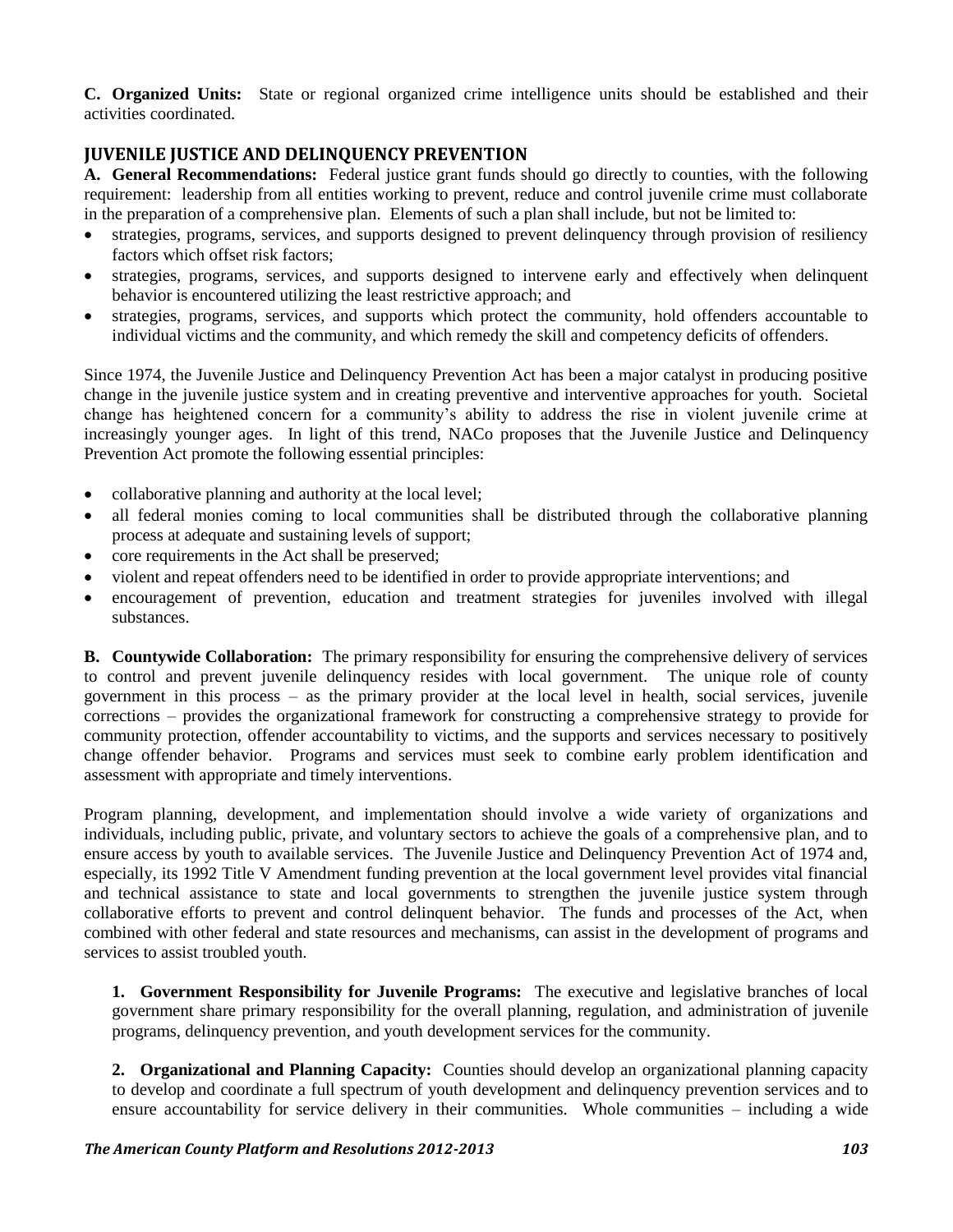**C. Organized Units:** State or regional organized crime intelligence units should be established and their activities coordinated.

## JUVENILE JUSTICE AND DELINQUENCY PREVENTION

**A. General Recommendations:** Federal justice grant funds should go directly to counties, with the following requirement: leadership from all entities working to prevent, reduce and control juvenile crime must collaborate in the preparation of a comprehensive plan. Elements of such a plan shall include, but not be limited to:

- strategies, programs, services, and supports designed to prevent delinquency through provision of resiliency factors which offset risk factors;
- strategies, programs, services, and supports designed to intervene early and effectively when delinquent behavior is encountered utilizing the least restrictive approach; and
- strategies, programs, services, and supports which protect the community, hold offenders accountable to individual victims and the community, and which remedy the skill and competency deficits of offenders.

Since 1974, the Juvenile Justice and Delinquency Prevention Act has been a major catalyst in producing positive change in the juvenile justice system and in creating preventive and interventive approaches for youth. Societal change has heightened concern for a community's ability to address the rise in violent juvenile crime at increasingly younger ages. In light of this trend, NACo proposes that the Juvenile Justice and Delinquency Prevention Act promote the following essential principles:

- collaborative planning and authority at the local level;
- all federal monies coming to local communities shall be distributed through the collaborative planning process at adequate and sustaining levels of support;
- core requirements in the Act shall be preserved;
- violent and repeat offenders need to be identified in order to provide appropriate interventions; and
- encouragement of prevention, education and treatment strategies for juveniles involved with illegal substances.

**B. Countywide Collaboration:** The primary responsibility for ensuring the comprehensive delivery of services to control and prevent juvenile delinquency resides with local government. The unique role of county government in this process – as the primary provider at the local level in health, social services, juvenile corrections – provides the organizational framework for constructing a comprehensive strategy to provide for community protection, offender accountability to victims, and the supports and services necessary to positively change offender behavior. Programs and services must seek to combine early problem identification and assessment with appropriate and timely interventions.

Program planning, development, and implementation should involve a wide variety of organizations and individuals, including public, private, and voluntary sectors to achieve the goals of a comprehensive plan, and to ensure access by youth to available services. The Juvenile Justice and Delinquency Prevention Act of 1974 and, especially, its 1992 Title V Amendment funding prevention at the local government level provides vital financial and technical assistance to state and local governments to strengthen the juvenile justice system through collaborative efforts to prevent and control delinquent behavior. The funds and processes of the Act, when combined with other federal and state resources and mechanisms, can assist in the development of programs and services to assist troubled youth.

**1. Government Responsibility for Juvenile Programs:** The executive and legislative branches of local government share primary responsibility for the overall planning, regulation, and administration of juvenile programs, delinquency prevention, and youth development services for the community.

**2. Organizational and Planning Capacity:** Counties should develop an organizational planning capacity to develop and coordinate a full spectrum of youth development and delinquency prevention services and to ensure accountability for service delivery in their communities. Whole communities – including a wide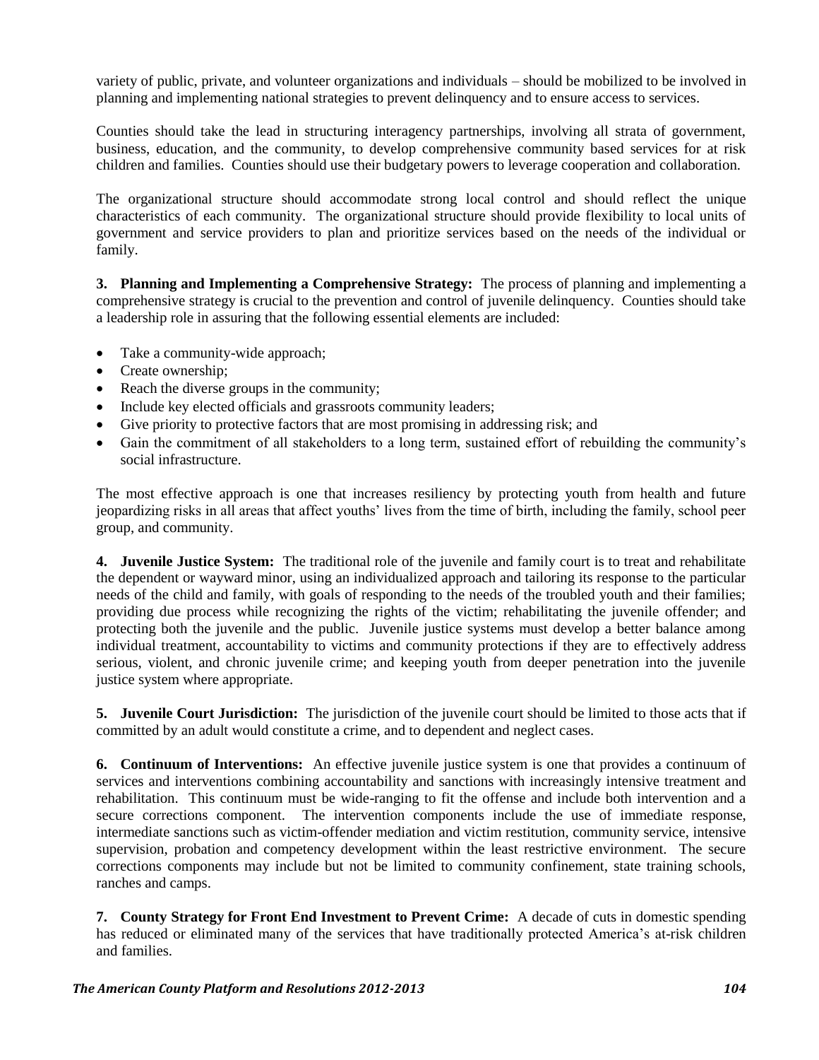variety of public, private, and volunteer organizations and individuals – should be mobilized to be involved in planning and implementing national strategies to prevent delinquency and to ensure access to services.

Counties should take the lead in structuring interagency partnerships, involving all strata of government, business, education, and the community, to develop comprehensive community based services for at risk children and families. Counties should use their budgetary powers to leverage cooperation and collaboration.

The organizational structure should accommodate strong local control and should reflect the unique characteristics of each community. The organizational structure should provide flexibility to local units of government and service providers to plan and prioritize services based on the needs of the individual or family.

**3. Planning and Implementing a Comprehensive Strategy:** The process of planning and implementing a comprehensive strategy is crucial to the prevention and control of juvenile delinquency. Counties should take a leadership role in assuring that the following essential elements are included:

- Take a community-wide approach;
- Create ownership;
- Reach the diverse groups in the community;
- Include key elected officials and grassroots community leaders;
- Give priority to protective factors that are most promising in addressing risk; and
- Gain the commitment of all stakeholders to a long term, sustained effort of rebuilding the community's social infrastructure.

The most effective approach is one that increases resiliency by protecting youth from health and future jeopardizing risks in all areas that affect youths' lives from the time of birth, including the family, school peer group, and community.

**4. Juvenile Justice System:** The traditional role of the juvenile and family court is to treat and rehabilitate the dependent or wayward minor, using an individualized approach and tailoring its response to the particular needs of the child and family, with goals of responding to the needs of the troubled youth and their families; providing due process while recognizing the rights of the victim; rehabilitating the juvenile offender; and protecting both the juvenile and the public. Juvenile justice systems must develop a better balance among individual treatment, accountability to victims and community protections if they are to effectively address serious, violent, and chronic juvenile crime; and keeping youth from deeper penetration into the juvenile justice system where appropriate.

**5. Juvenile Court Jurisdiction:** The jurisdiction of the juvenile court should be limited to those acts that if committed by an adult would constitute a crime, and to dependent and neglect cases.

**6. Continuum of Interventions:** An effective juvenile justice system is one that provides a continuum of services and interventions combining accountability and sanctions with increasingly intensive treatment and rehabilitation. This continuum must be wide-ranging to fit the offense and include both intervention and a secure corrections component. The intervention components include the use of immediate response, intermediate sanctions such as victim-offender mediation and victim restitution, community service, intensive supervision, probation and competency development within the least restrictive environment. The secure corrections components may include but not be limited to community confinement, state training schools, ranches and camps.

**7. County Strategy for Front End Investment to Prevent Crime:** A decade of cuts in domestic spending has reduced or eliminated many of the services that have traditionally protected America's at-risk children and families.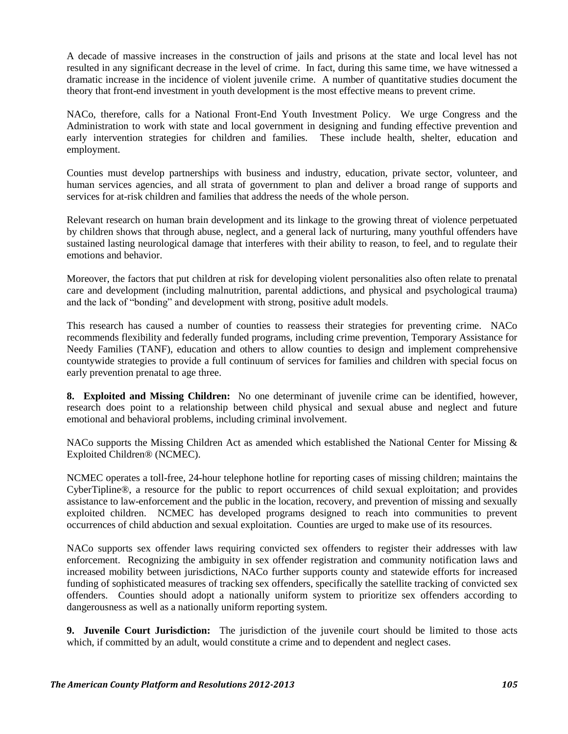A decade of massive increases in the construction of jails and prisons at the state and local level has not resulted in any significant decrease in the level of crime. In fact, during this same time, we have witnessed a dramatic increase in the incidence of violent juvenile crime. A number of quantitative studies document the theory that front-end investment in youth development is the most effective means to prevent crime.

NACo, therefore, calls for a National Front-End Youth Investment Policy. We urge Congress and the Administration to work with state and local government in designing and funding effective prevention and early intervention strategies for children and families. These include health, shelter, education and employment.

Counties must develop partnerships with business and industry, education, private sector, volunteer, and human services agencies, and all strata of government to plan and deliver a broad range of supports and services for at-risk children and families that address the needs of the whole person.

Relevant research on human brain development and its linkage to the growing threat of violence perpetuated by children shows that through abuse, neglect, and a general lack of nurturing, many youthful offenders have sustained lasting neurological damage that interferes with their ability to reason, to feel, and to regulate their emotions and behavior.

Moreover, the factors that put children at risk for developing violent personalities also often relate to prenatal care and development (including malnutrition, parental addictions, and physical and psychological trauma) and the lack of "bonding" and development with strong, positive adult models.

This research has caused a number of counties to reassess their strategies for preventing crime. NACo recommends flexibility and federally funded programs, including crime prevention, Temporary Assistance for Needy Families (TANF), education and others to allow counties to design and implement comprehensive countywide strategies to provide a full continuum of services for families and children with special focus on early prevention prenatal to age three.

**8. Exploited and Missing Children:** No one determinant of juvenile crime can be identified, however, research does point to a relationship between child physical and sexual abuse and neglect and future emotional and behavioral problems, including criminal involvement.

NACo supports the Missing Children Act as amended which established the National Center for Missing & Exploited Children® (NCMEC).

NCMEC operates a toll-free, 24-hour telephone hotline for reporting cases of missing children; maintains the CyberTipline®, a resource for the public to report occurrences of child sexual exploitation; and provides assistance to law-enforcement and the public in the location, recovery, and prevention of missing and sexually exploited children. NCMEC has developed programs designed to reach into communities to prevent occurrences of child abduction and sexual exploitation. Counties are urged to make use of its resources.

NACo supports sex offender laws requiring convicted sex offenders to register their addresses with law enforcement. Recognizing the ambiguity in sex offender registration and community notification laws and increased mobility between jurisdictions, NACo further supports county and statewide efforts for increased funding of sophisticated measures of tracking sex offenders, specifically the satellite tracking of convicted sex offenders. Counties should adopt a nationally uniform system to prioritize sex offenders according to dangerousness as well as a nationally uniform reporting system.

**9. Juvenile Court Jurisdiction:** The jurisdiction of the juvenile court should be limited to those acts which, if committed by an adult, would constitute a crime and to dependent and neglect cases.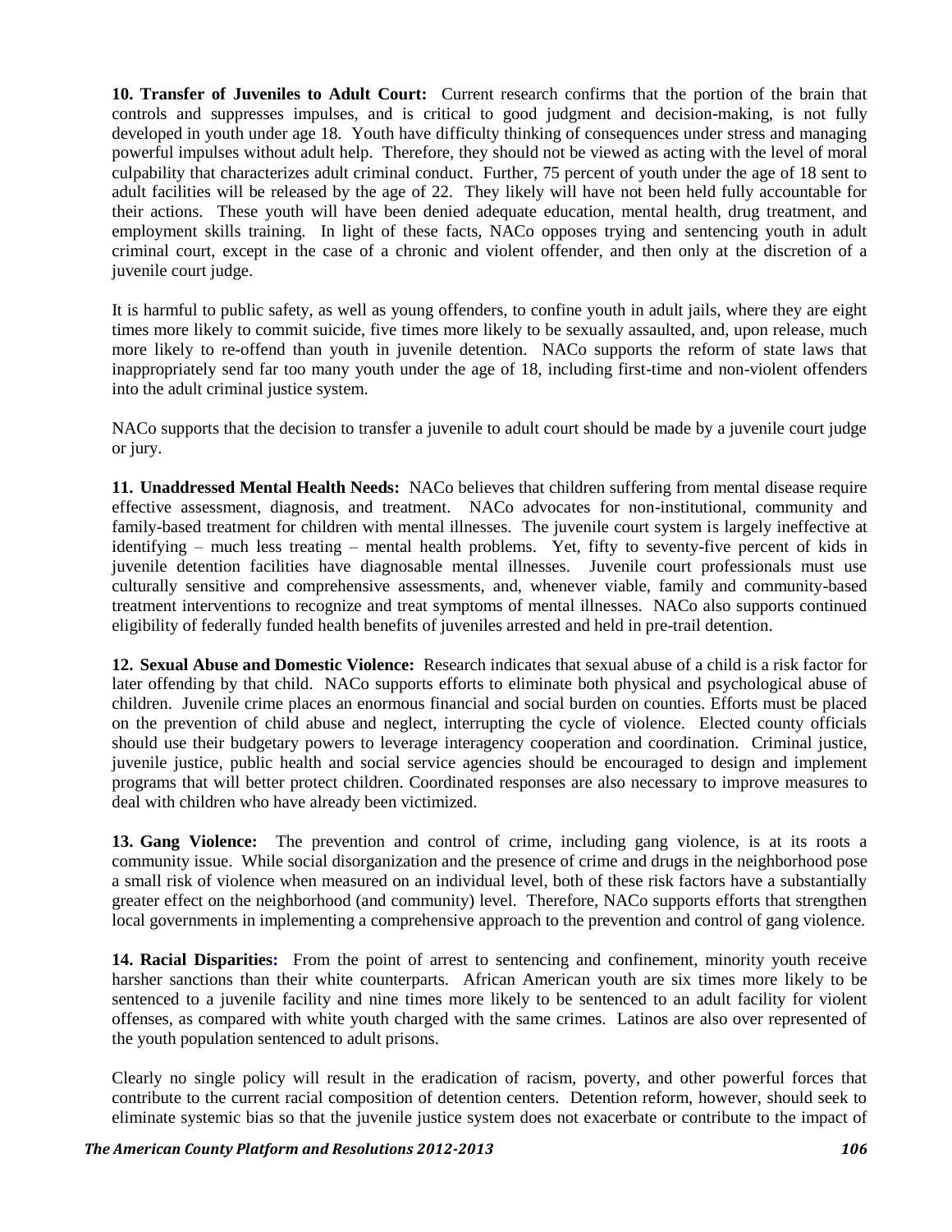**10. Transfer of Juveniles to Adult Court:** Current research confirms that the portion of the brain that controls and suppresses impulses, and is critical to good judgment and decision-making, is not fully developed in youth under age 18. Youth have difficulty thinking of consequences under stress and managing powerful impulses without adult help. Therefore, they should not be viewed as acting with the level of moral culpability that characterizes adult criminal conduct. Further, 75 percent of youth under the age of 18 sent to adult facilities will be released by the age of 22. They likely will have not been held fully accountable for their actions. These youth will have been denied adequate education, mental health, drug treatment, and employment skills training. In light of these facts, NACo opposes trying and sentencing youth in adult criminal court, except in the case of a chronic and violent offender, and then only at the discretion of a juvenile court judge.

It is harmful to public safety, as well as young offenders, to confine youth in adult jails, where they are eight times more likely to commit suicide, five times more likely to be sexually assaulted, and, upon release, much more likely to re-offend than youth in juvenile detention. NACo supports the reform of state laws that inappropriately send far too many youth under the age of 18, including first-time and non-violent offenders into the adult criminal justice system.

NACo supports that the decision to transfer a juvenile to adult court should be made by a juvenile court judge or jury.

**11. Unaddressed Mental Health Needs:** NACo believes that children suffering from mental disease require effective assessment, diagnosis, and treatment. NACo advocates for non-institutional, community and family-based treatment for children with mental illnesses. The juvenile court system is largely ineffective at identifying – much less treating – mental health problems. Yet, fifty to seventy-five percent of kids in juvenile detention facilities have diagnosable mental illnesses. Juvenile court professionals must use culturally sensitive and comprehensive assessments, and, whenever viable, family and community-based treatment interventions to recognize and treat symptoms of mental illnesses. NACo also supports continued eligibility of federally funded health benefits of juveniles arrested and held in pre-trail detention.

**12. Sexual Abuse and Domestic Violence:** Research indicates that sexual abuse of a child is a risk factor for later offending by that child. NACo supports efforts to eliminate both physical and psychological abuse of children. Juvenile crime places an enormous financial and social burden on counties. Efforts must be placed on the prevention of child abuse and neglect, interrupting the cycle of violence. Elected county officials should use their budgetary powers to leverage interagency cooperation and coordination. Criminal justice, juvenile justice, public health and social service agencies should be encouraged to design and implement programs that will better protect children. Coordinated responses are also necessary to improve measures to deal with children who have already been victimized.

**13. Gang Violence:** The prevention and control of crime, including gang violence, is at its roots a community issue. While social disorganization and the presence of crime and drugs in the neighborhood pose a small risk of violence when measured on an individual level, both of these risk factors have a substantially greater effect on the neighborhood (and community) level. Therefore, NACo supports efforts that strengthen local governments in implementing a comprehensive approach to the prevention and control of gang violence.

**14. Racial Disparities:** From the point of arrest to sentencing and confinement, minority youth receive harsher sanctions than their white counterparts. African American youth are six times more likely to be sentenced to a juvenile facility and nine times more likely to be sentenced to an adult facility for violent offenses, as compared with white youth charged with the same crimes. Latinos are also over represented of the youth population sentenced to adult prisons.

Clearly no single policy will result in the eradication of racism, poverty, and other powerful forces that contribute to the current racial composition of detention centers. Detention reform, however, should seek to eliminate systemic bias so that the juvenile justice system does not exacerbate or contribute to the impact of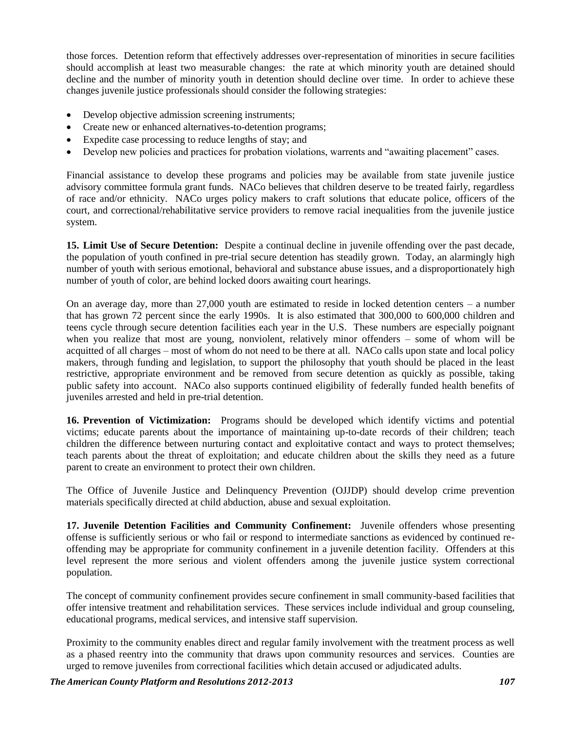those forces. Detention reform that effectively addresses over-representation of minorities in secure facilities should accomplish at least two measurable changes: the rate at which minority youth are detained should decline and the number of minority youth in detention should decline over time. In order to achieve these changes juvenile justice professionals should consider the following strategies:

- Develop objective admission screening instruments;
- Create new or enhanced alternatives-to-detention programs;
- Expedite case processing to reduce lengths of stay; and
- Develop new policies and practices for probation violations, warrents and "awaiting placement" cases.

Financial assistance to develop these programs and policies may be available from state juvenile justice advisory committee formula grant funds. NACo believes that children deserve to be treated fairly, regardless of race and/or ethnicity. NACo urges policy makers to craft solutions that educate police, officers of the court, and correctional/rehabilitative service providers to remove racial inequalities from the juvenile justice system.

**15. Limit Use of Secure Detention:** Despite a continual decline in juvenile offending over the past decade, the population of youth confined in pre-trial secure detention has steadily grown. Today, an alarmingly high number of youth with serious emotional, behavioral and substance abuse issues, and a disproportionately high number of youth of color, are behind locked doors awaiting court hearings.

On an average day, more than 27,000 youth are estimated to reside in locked detention centers – a number that has grown 72 percent since the early 1990s. It is also estimated that 300,000 to 600,000 children and teens cycle through secure detention facilities each year in the U.S. These numbers are especially poignant when you realize that most are young, nonviolent, relatively minor offenders – some of whom will be acquitted of all charges – most of whom do not need to be there at all. NACo calls upon state and local policy makers, through funding and legislation, to support the philosophy that youth should be placed in the least restrictive, appropriate environment and be removed from secure detention as quickly as possible, taking public safety into account. NACo also supports continued eligibility of federally funded health benefits of juveniles arrested and held in pre-trial detention.

**16. Prevention of Victimization:** Programs should be developed which identify victims and potential victims; educate parents about the importance of maintaining up-to-date records of their children; teach children the difference between nurturing contact and exploitative contact and ways to protect themselves; teach parents about the threat of exploitation; and educate children about the skills they need as a future parent to create an environment to protect their own children.

The Office of Juvenile Justice and Delinquency Prevention (OJJDP) should develop crime prevention materials specifically directed at child abduction, abuse and sexual exploitation.

**17. Juvenile Detention Facilities and Community Confinement:** Juvenile offenders whose presenting offense is sufficiently serious or who fail or respond to intermediate sanctions as evidenced by continued re-offending may be appropriate for community confinement in a juvenile detention facility. Offenders at this level represent the more serious and violent offenders among the juvenile justice system correctional population.

The concept of community confinement provides secure confinement in small community-based facilities that offer intensive treatment and rehabilitation services. These services include individual and group counseling, educational programs, medical services, and intensive staff supervision.

Proximity to the community enables direct and regular family involvement with the treatment process as well as a phased reentry into the community that draws upon community resources and services. Counties are urged to remove juveniles from correctional facilities which detain accused or adjudicated adults.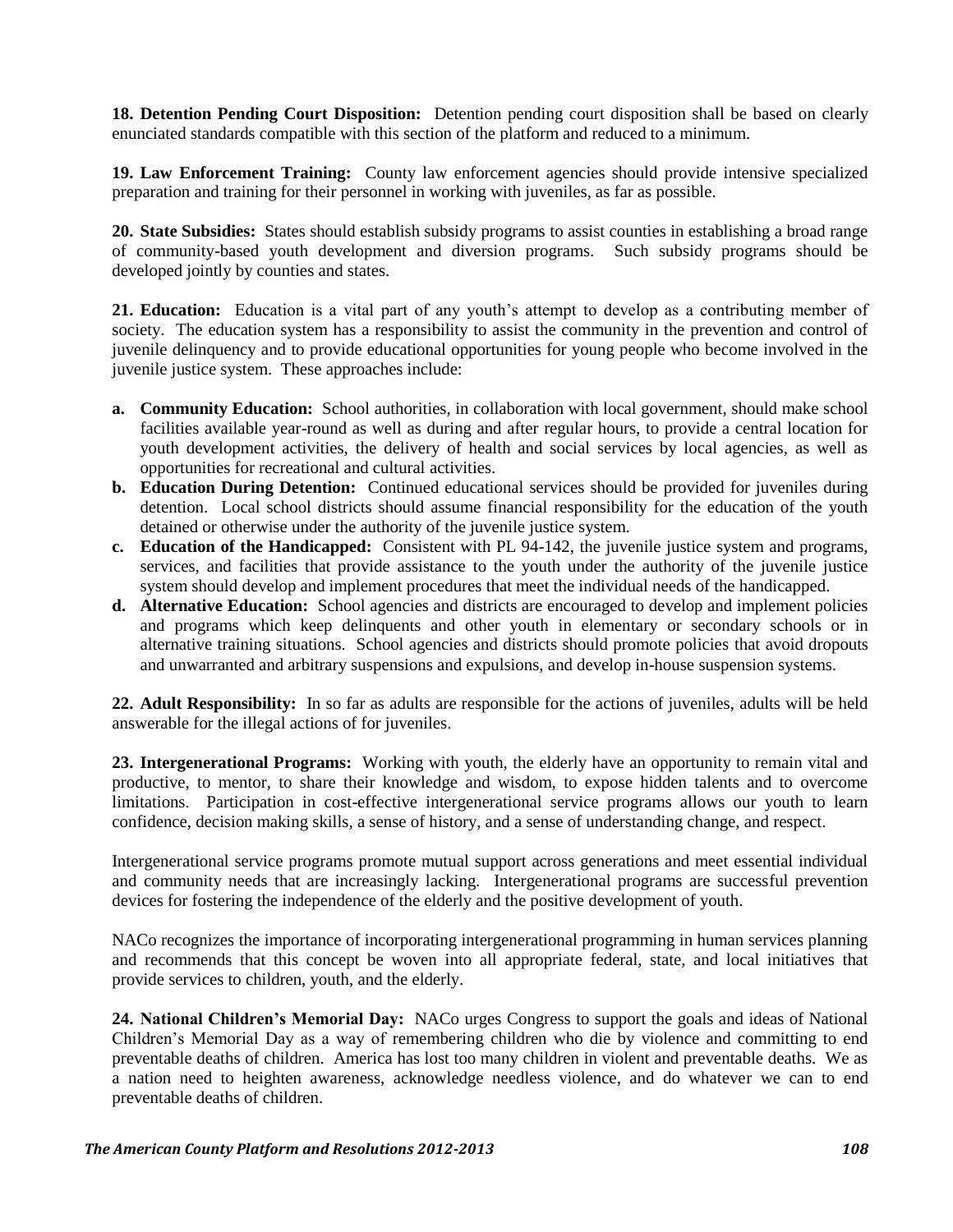**18. Detention Pending Court Disposition:** Detention pending court disposition shall be based on clearly enunciated standards compatible with this section of the platform and reduced to a minimum.

**19. Law Enforcement Training:** County law enforcement agencies should provide intensive specialized preparation and training for their personnel in working with juveniles, as far as possible.

**20. State Subsidies:** States should establish subsidy programs to assist counties in establishing a broad range of community-based youth development and diversion programs. Such subsidy programs should be developed jointly by counties and states.

**21. Education:** Education is a vital part of any youth's attempt to develop as a contributing member of society. The education system has a responsibility to assist the community in the prevention and control of juvenile delinquency and to provide educational opportunities for young people who become involved in the juvenile justice system. These approaches include:

- **a. Community Education:** School authorities, in collaboration with local government, should make school facilities available year-round as well as during and after regular hours, to provide a central location for youth development activities, the delivery of health and social services by local agencies, as well as opportunities for recreational and cultural activities.
- **b. Education During Detention:** Continued educational services should be provided for juveniles during detention. Local school districts should assume financial responsibility for the education of the youth detained or otherwise under the authority of the juvenile justice system.
- **c. Education of the Handicapped:** Consistent with PL 94-142, the juvenile justice system and programs, services, and facilities that provide assistance to the youth under the authority of the juvenile justice system should develop and implement procedures that meet the individual needs of the handicapped.
- **d. Alternative Education:** School agencies and districts are encouraged to develop and implement policies and programs which keep delinquents and other youth in elementary or secondary schools or in alternative training situations. School agencies and districts should promote policies that avoid dropouts and unwarranted and arbitrary suspensions and expulsions, and develop in-house suspension systems.

**22. Adult Responsibility:** In so far as adults are responsible for the actions of juveniles, adults will be held answerable for the illegal actions of for juveniles.

**23. Intergenerational Programs:** Working with youth, the elderly have an opportunity to remain vital and productive, to mentor, to share their knowledge and wisdom, to expose hidden talents and to overcome limitations. Participation in cost-effective intergenerational service programs allows our youth to learn confidence, decision making skills, a sense of history, and a sense of understanding change, and respect.

Intergenerational service programs promote mutual support across generations and meet essential individual and community needs that are increasingly lacking. Intergenerational programs are successful prevention devices for fostering the independence of the elderly and the positive development of youth.

NACo recognizes the importance of incorporating intergenerational programming in human services planning and recommends that this concept be woven into all appropriate federal, state, and local initiatives that provide services to children, youth, and the elderly.

**24. National Children's Memorial Day:** NACo urges Congress to support the goals and ideas of National Children's Memorial Day as a way of remembering children who die by violence and committing to end preventable deaths of children. America has lost too many children in violent and preventable deaths. We as a nation need to heighten awareness, acknowledge needless violence, and do whatever we can to end preventable deaths of children.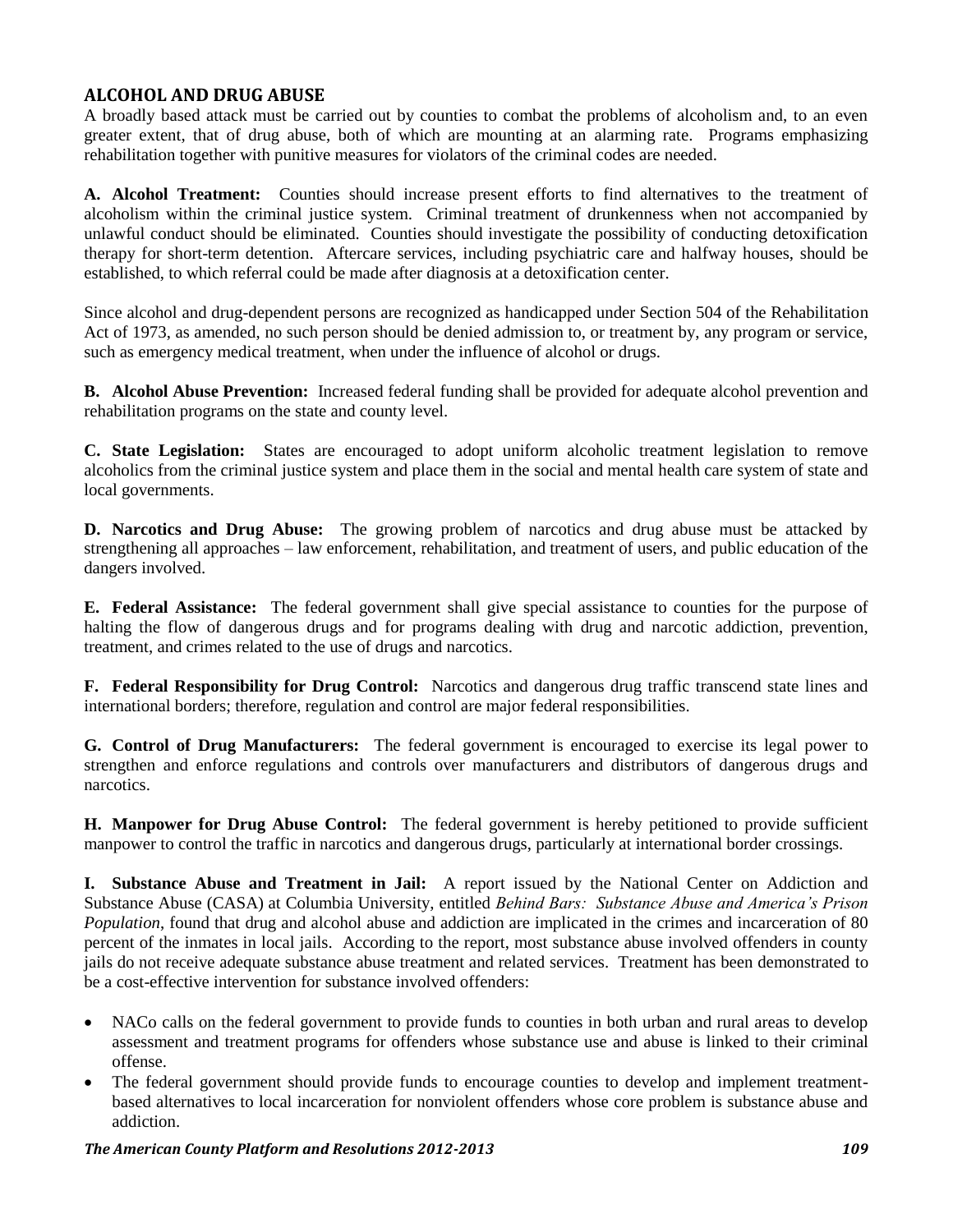## ALCOHOL AND DRUG ABUSE

A broadly based attack must be carried out by counties to combat the problems of alcoholism and, to an even greater extent, that of drug abuse, both of which are mounting at an alarming rate. Programs emphasizing rehabilitation together with punitive measures for violators of the criminal codes are needed.

**A. Alcohol Treatment:** Counties should increase present efforts to find alternatives to the treatment of alcoholism within the criminal justice system. Criminal treatment of drunkenness when not accompanied by unlawful conduct should be eliminated. Counties should investigate the possibility of conducting detoxification therapy for short-term detention. Aftercare services, including psychiatric care and halfway houses, should be established, to which referral could be made after diagnosis at a detoxification center.

Since alcohol and drug-dependent persons are recognized as handicapped under Section 504 of the Rehabilitation Act of 1973, as amended, no such person should be denied admission to, or treatment by, any program or service, such as emergency medical treatment, when under the influence of alcohol or drugs.

**B. Alcohol Abuse Prevention:** Increased federal funding shall be provided for adequate alcohol prevention and rehabilitation programs on the state and county level.

**C. State Legislation:** States are encouraged to adopt uniform alcoholic treatment legislation to remove alcoholics from the criminal justice system and place them in the social and mental health care system of state and local governments.

**D. Narcotics and Drug Abuse:** The growing problem of narcotics and drug abuse must be attacked by strengthening all approaches – law enforcement, rehabilitation, and treatment of users, and public education of the dangers involved.

**E. Federal Assistance:** The federal government shall give special assistance to counties for the purpose of halting the flow of dangerous drugs and for programs dealing with drug and narcotic addiction, prevention, treatment, and crimes related to the use of drugs and narcotics.

**F. Federal Responsibility for Drug Control:** Narcotics and dangerous drug traffic transcend state lines and international borders; therefore, regulation and control are major federal responsibilities.

**G. Control of Drug Manufacturers:** The federal government is encouraged to exercise its legal power to strengthen and enforce regulations and controls over manufacturers and distributors of dangerous drugs and narcotics.

**H. Manpower for Drug Abuse Control:** The federal government is hereby petitioned to provide sufficient manpower to control the traffic in narcotics and dangerous drugs, particularly at international border crossings.

**I. Substance Abuse and Treatment in Jail:** A report issued by the National Center on Addiction and Substance Abuse (CASA) at Columbia University, entitled *Behind Bars: Substance Abuse and America's Prison Population*, found that drug and alcohol abuse and addiction are implicated in the crimes and incarceration of 80 percent of the inmates in local jails. According to the report, most substance abuse involved offenders in county jails do not receive adequate substance abuse treatment and related services. Treatment has been demonstrated to be a cost-effective intervention for substance involved offenders:

- NACo calls on the federal government to provide funds to counties in both urban and rural areas to develop assessment and treatment programs for offenders whose substance use and abuse is linked to their criminal offense.
- The federal government should provide funds to encourage counties to develop and implement treatment-based alternatives to local incarceration for nonviolent offenders whose core problem is substance abuse and addiction.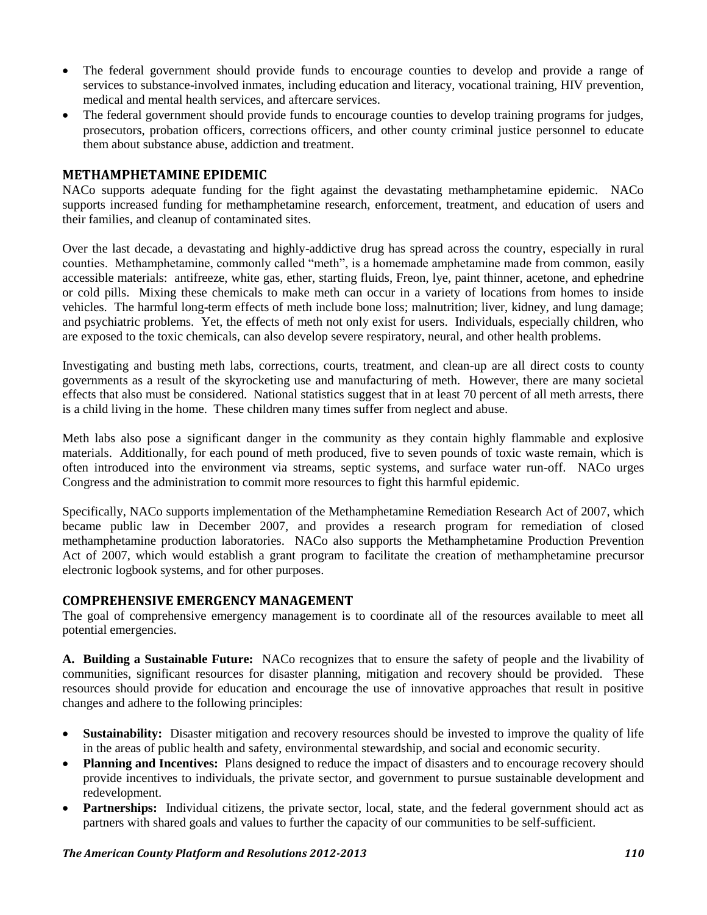- The federal government should provide funds to encourage counties to develop and provide a range of services to substance-involved inmates, including education and literacy, vocational training, HIV prevention, medical and mental health services, and aftercare services.
- The federal government should provide funds to encourage counties to develop training programs for judges, prosecutors, probation officers, corrections officers, and other county criminal justice personnel to educate them about substance abuse, addiction and treatment.

## METHAMPHETAMINE EPIDEMIC

NACo supports adequate funding for the fight against the devastating methamphetamine epidemic. NACo supports increased funding for methamphetamine research, enforcement, treatment, and education of users and their families, and cleanup of contaminated sites.

Over the last decade, a devastating and highly-addictive drug has spread across the country, especially in rural counties. Methamphetamine, commonly called "meth", is a homemade amphetamine made from common, easily accessible materials: antifreeze, white gas, ether, starting fluids, Freon, lye, paint thinner, acetone, and ephedrine or cold pills. Mixing these chemicals to make meth can occur in a variety of locations from homes to inside vehicles. The harmful long-term effects of meth include bone loss; malnutrition; liver, kidney, and lung damage; and psychiatric problems. Yet, the effects of meth not only exist for users. Individuals, especially children, who are exposed to the toxic chemicals, can also develop severe respiratory, neural, and other health problems.

Investigating and busting meth labs, corrections, courts, treatment, and clean-up are all direct costs to county governments as a result of the skyrocketing use and manufacturing of meth. However, there are many societal effects that also must be considered. National statistics suggest that in at least 70 percent of all meth arrests, there is a child living in the home. These children many times suffer from neglect and abuse.

Meth labs also pose a significant danger in the community as they contain highly flammable and explosive materials. Additionally, for each pound of meth produced, five to seven pounds of toxic waste remain, which is often introduced into the environment via streams, septic systems, and surface water run-off. NACo urges Congress and the administration to commit more resources to fight this harmful epidemic.

Specifically, NACo supports implementation of the Methamphetamine Remediation Research Act of 2007, which became public law in December 2007, and provides a research program for remediation of closed methamphetamine production laboratories. NACo also supports the Methamphetamine Production Prevention Act of 2007, which would establish a grant program to facilitate the creation of methamphetamine precursor electronic logbook systems, and for other purposes.

## COMPREHENSIVE EMERGENCY MANAGEMENT

The goal of comprehensive emergency management is to coordinate all of the resources available to meet all potential emergencies.

**A. Building a Sustainable Future:** NACo recognizes that to ensure the safety of people and the livability of communities, significant resources for disaster planning, mitigation and recovery should be provided. These resources should provide for education and encourage the use of innovative approaches that result in positive changes and adhere to the following principles:

- **Sustainability:** Disaster mitigation and recovery resources should be invested to improve the quality of life in the areas of public health and safety, environmental stewardship, and social and economic security.
- **Planning and Incentives:** Plans designed to reduce the impact of disasters and to encourage recovery should provide incentives to individuals, the private sector, and government to pursue sustainable development and redevelopment.
- **Partnerships:** Individual citizens, the private sector, local, state, and the federal government should act as partners with shared goals and values to further the capacity of our communities to be self-sufficient.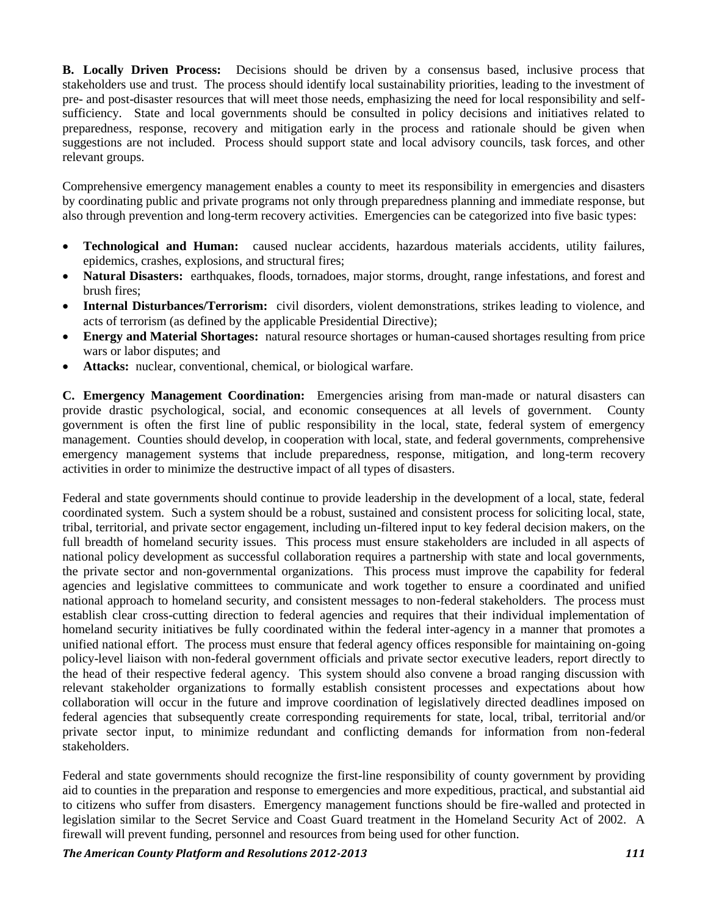**B. Locally Driven Process:** Decisions should be driven by a consensus based, inclusive process that stakeholders use and trust. The process should identify local sustainability priorities, leading to the investment of pre- and post-disaster resources that will meet those needs, emphasizing the need for local responsibility and self-sufficiency. State and local governments should be consulted in policy decisions and initiatives related to preparedness, response, recovery and mitigation early in the process and rationale should be given when suggestions are not included. Process should support state and local advisory councils, task forces, and other relevant groups.

Comprehensive emergency management enables a county to meet its responsibility in emergencies and disasters by coordinating public and private programs not only through preparedness planning and immediate response, but also through prevention and long-term recovery activities. Emergencies can be categorized into five basic types:

- **Technological and Human:** caused nuclear accidents, hazardous materials accidents, utility failures, epidemics, crashes, explosions, and structural fires;
- **Natural Disasters:** earthquakes, floods, tornadoes, major storms, drought, range infestations, and forest and brush fires;
- **Internal Disturbances/Terrorism:** civil disorders, violent demonstrations, strikes leading to violence, and acts of terrorism (as defined by the applicable Presidential Directive);
- **Energy and Material Shortages:** natural resource shortages or human-caused shortages resulting from price wars or labor disputes; and
- **Attacks:** nuclear, conventional, chemical, or biological warfare.

**C. Emergency Management Coordination:** Emergencies arising from man-made or natural disasters can provide drastic psychological, social, and economic consequences at all levels of government. County government is often the first line of public responsibility in the local, state, federal system of emergency management. Counties should develop, in cooperation with local, state, and federal governments, comprehensive emergency management systems that include preparedness, response, mitigation, and long-term recovery activities in order to minimize the destructive impact of all types of disasters.

Federal and state governments should continue to provide leadership in the development of a local, state, federal coordinated system. Such a system should be a robust, sustained and consistent process for soliciting local, state, tribal, territorial, and private sector engagement, including un-filtered input to key federal decision makers, on the full breadth of homeland security issues. This process must ensure stakeholders are included in all aspects of national policy development as successful collaboration requires a partnership with state and local governments, the private sector and non-governmental organizations. This process must improve the capability for federal agencies and legislative committees to communicate and work together to ensure a coordinated and unified national approach to homeland security, and consistent messages to non-federal stakeholders. The process must establish clear cross-cutting direction to federal agencies and requires that their individual implementation of homeland security initiatives be fully coordinated within the federal inter-agency in a manner that promotes a unified national effort. The process must ensure that federal agency offices responsible for maintaining on-going policy-level liaison with non-federal government officials and private sector executive leaders, report directly to the head of their respective federal agency. This system should also convene a broad ranging discussion with relevant stakeholder organizations to formally establish consistent processes and expectations about how collaboration will occur in the future and improve coordination of legislatively directed deadlines imposed on federal agencies that subsequently create corresponding requirements for state, local, tribal, territorial and/or private sector input, to minimize redundant and conflicting demands for information from non-federal stakeholders.

Federal and state governments should recognize the first-line responsibility of county government by providing aid to counties in the preparation and response to emergencies and more expeditious, practical, and substantial aid to citizens who suffer from disasters. Emergency management functions should be fire-walled and protected in legislation similar to the Secret Service and Coast Guard treatment in the Homeland Security Act of 2002. A firewall will prevent funding, personnel and resources from being used for other function.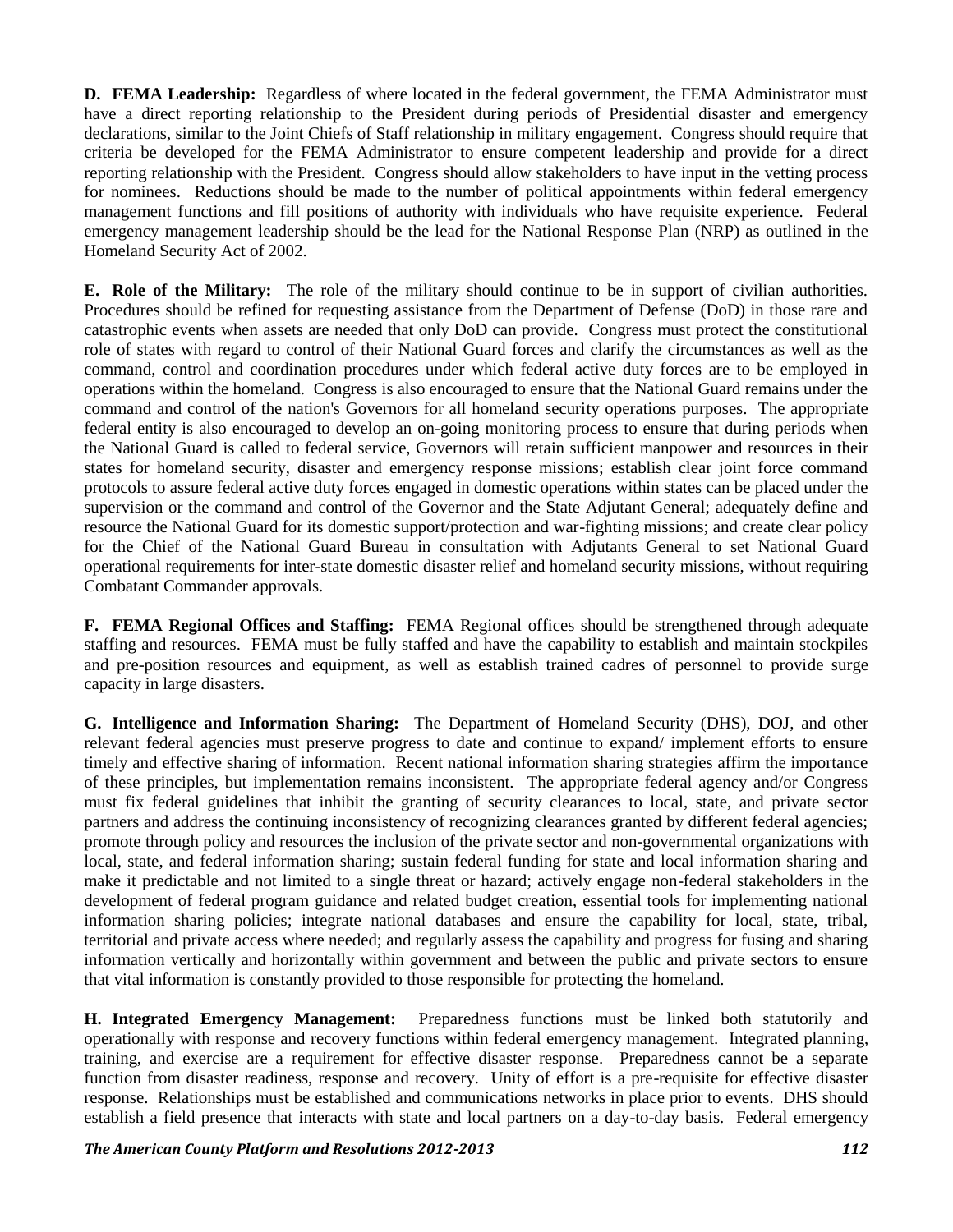**D. FEMA Leadership:** Regardless of where located in the federal government, the FEMA Administrator must have a direct reporting relationship to the President during periods of Presidential disaster and emergency declarations, similar to the Joint Chiefs of Staff relationship in military engagement. Congress should require that criteria be developed for the FEMA Administrator to ensure competent leadership and provide for a direct reporting relationship with the President. Congress should allow stakeholders to have input in the vetting process for nominees. Reductions should be made to the number of political appointments within federal emergency management functions and fill positions of authority with individuals who have requisite experience. Federal emergency management leadership should be the lead for the National Response Plan (NRP) as outlined in the Homeland Security Act of 2002.

**E. Role of the Military:** The role of the military should continue to be in support of civilian authorities. Procedures should be refined for requesting assistance from the Department of Defense (DoD) in those rare and catastrophic events when assets are needed that only DoD can provide. Congress must protect the constitutional role of states with regard to control of their National Guard forces and clarify the circumstances as well as the command, control and coordination procedures under which federal active duty forces are to be employed in operations within the homeland. Congress is also encouraged to ensure that the National Guard remains under the command and control of the nation's Governors for all homeland security operations purposes. The appropriate federal entity is also encouraged to develop an on-going monitoring process to ensure that during periods when the National Guard is called to federal service, Governors will retain sufficient manpower and resources in their states for homeland security, disaster and emergency response missions; establish clear joint force command protocols to assure federal active duty forces engaged in domestic operations within states can be placed under the supervision or the command and control of the Governor and the State Adjutant General; adequately define and resource the National Guard for its domestic support/protection and war-fighting missions; and create clear policy for the Chief of the National Guard Bureau in consultation with Adjutants General to set National Guard operational requirements for inter-state domestic disaster relief and homeland security missions, without requiring Combatant Commander approvals.

**F. FEMA Regional Offices and Staffing:** FEMA Regional offices should be strengthened through adequate staffing and resources. FEMA must be fully staffed and have the capability to establish and maintain stockpiles and pre-position resources and equipment, as well as establish trained cadres of personnel to provide surge capacity in large disasters.

**G. Intelligence and Information Sharing:** The Department of Homeland Security (DHS), DOJ, and other relevant federal agencies must preserve progress to date and continue to expand/ implement efforts to ensure timely and effective sharing of information. Recent national information sharing strategies affirm the importance of these principles, but implementation remains inconsistent. The appropriate federal agency and/or Congress must fix federal guidelines that inhibit the granting of security clearances to local, state, and private sector partners and address the continuing inconsistency of recognizing clearances granted by different federal agencies; promote through policy and resources the inclusion of the private sector and non-governmental organizations with local, state, and federal information sharing; sustain federal funding for state and local information sharing and make it predictable and not limited to a single threat or hazard; actively engage non-federal stakeholders in the development of federal program guidance and related budget creation, essential tools for implementing national information sharing policies; integrate national databases and ensure the capability for local, state, tribal, territorial and private access where needed; and regularly assess the capability and progress for fusing and sharing information vertically and horizontally within government and between the public and private sectors to ensure that vital information is constantly provided to those responsible for protecting the homeland.

**H. Integrated Emergency Management:** Preparedness functions must be linked both statutorily and operationally with response and recovery functions within federal emergency management. Integrated planning, training, and exercise are a requirement for effective disaster response. Preparedness cannot be a separate function from disaster readiness, response and recovery. Unity of effort is a pre-requisite for effective disaster response. Relationships must be established and communications networks in place prior to events. DHS should establish a field presence that interacts with state and local partners on a day-to-day basis. Federal emergency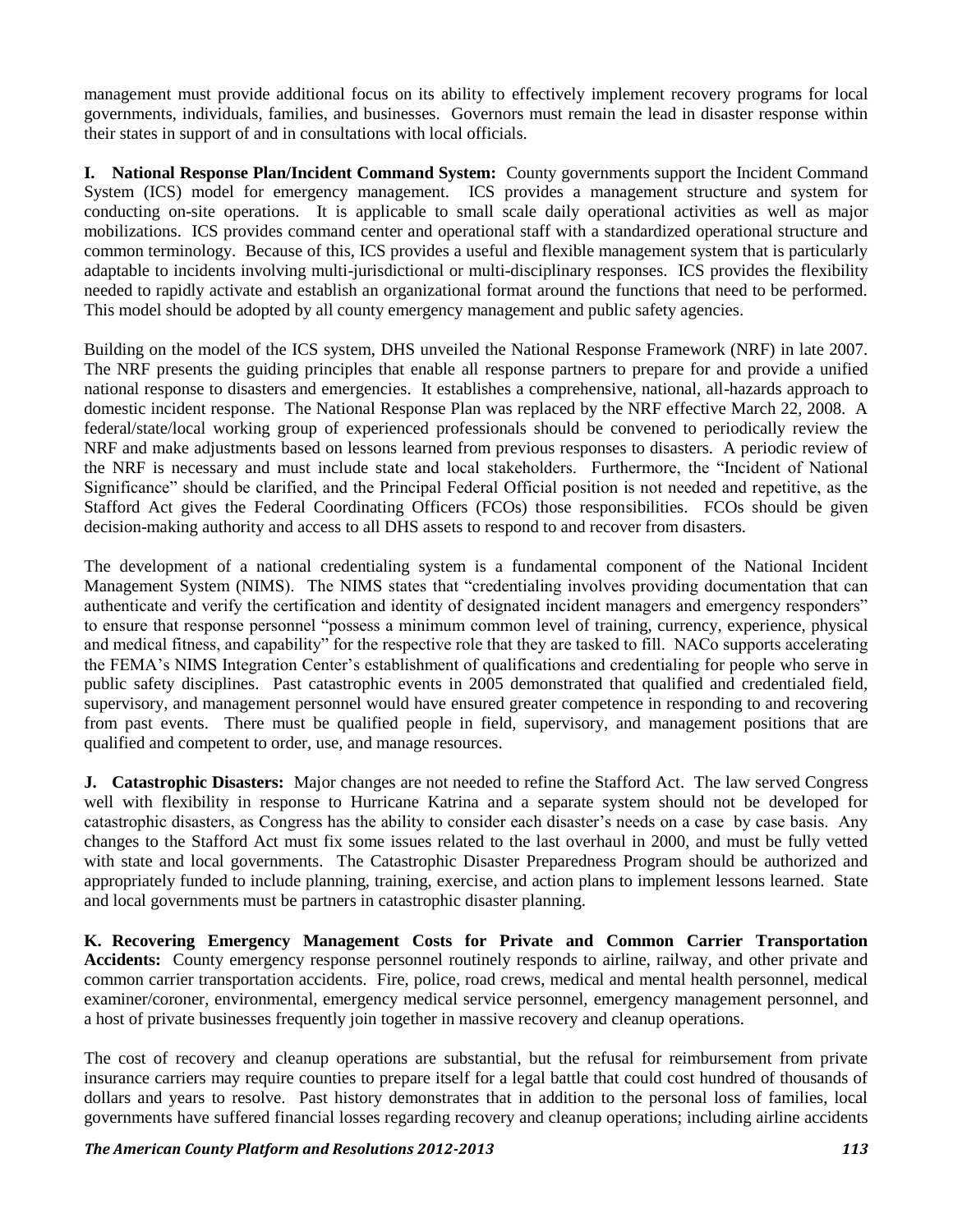management must provide additional focus on its ability to effectively implement recovery programs for local governments, individuals, families, and businesses. Governors must remain the lead in disaster response within their states in support of and in consultations with local officials.

**I. National Response Plan/Incident Command System:** County governments support the Incident Command System (ICS) model for emergency management. ICS provides a management structure and system for conducting on-site operations. It is applicable to small scale daily operational activities as well as major mobilizations. ICS provides command center and operational staff with a standardized operational structure and common terminology. Because of this, ICS provides a useful and flexible management system that is particularly adaptable to incidents involving multi-jurisdictional or multi-disciplinary responses. ICS provides the flexibility needed to rapidly activate and establish an organizational format around the functions that need to be performed. This model should be adopted by all county emergency management and public safety agencies.

Building on the model of the ICS system, DHS unveiled the National Response Framework (NRF) in late 2007. The NRF presents the guiding principles that enable all response partners to prepare for and provide a unified national response to disasters and emergencies. It establishes a comprehensive, national, all-hazards approach to domestic incident response. The National Response Plan was replaced by the NRF effective March 22, 2008. A federal/state/local working group of experienced professionals should be convened to periodically review the NRF and make adjustments based on lessons learned from previous responses to disasters. A periodic review of the NRF is necessary and must include state and local stakeholders. Furthermore, the "Incident of National Significance" should be clarified, and the Principal Federal Official position is not needed and repetitive, as the Stafford Act gives the Federal Coordinating Officers (FCOs) those responsibilities. FCOs should be given decision-making authority and access to all DHS assets to respond to and recover from disasters.

The development of a national credentialing system is a fundamental component of the National Incident Management System (NIMS). The NIMS states that "credentialing involves providing documentation that can authenticate and verify the certification and identity of designated incident managers and emergency responders" to ensure that response personnel "possess a minimum common level of training, currency, experience, physical and medical fitness, and capability" for the respective role that they are tasked to fill. NACo supports accelerating the FEMA's NIMS Integration Center's establishment of qualifications and credentialing for people who serve in public safety disciplines. Past catastrophic events in 2005 demonstrated that qualified and credentialed field, supervisory, and management personnel would have ensured greater competence in responding to and recovering from past events. There must be qualified people in field, supervisory, and management positions that are qualified and competent to order, use, and manage resources.

**J. Catastrophic Disasters:** Major changes are not needed to refine the Stafford Act. The law served Congress well with flexibility in response to Hurricane Katrina and a separate system should not be developed for catastrophic disasters, as Congress has the ability to consider each disaster's needs on a case by case basis. Any changes to the Stafford Act must fix some issues related to the last overhaul in 2000, and must be fully vetted with state and local governments. The Catastrophic Disaster Preparedness Program should be authorized and appropriately funded to include planning, training, exercise, and action plans to implement lessons learned. State and local governments must be partners in catastrophic disaster planning.

**K. Recovering Emergency Management Costs for Private and Common Carrier Transportation Accidents:** County emergency response personnel routinely responds to airline, railway, and other private and common carrier transportation accidents. Fire, police, road crews, medical and mental health personnel, medical examiner/coroner, environmental, emergency medical service personnel, emergency management personnel, and a host of private businesses frequently join together in massive recovery and cleanup operations.

The cost of recovery and cleanup operations are substantial, but the refusal for reimbursement from private insurance carriers may require counties to prepare itself for a legal battle that could cost hundred of thousands of dollars and years to resolve. Past history demonstrates that in addition to the personal loss of families, local governments have suffered financial losses regarding recovery and cleanup operations; including airline accidents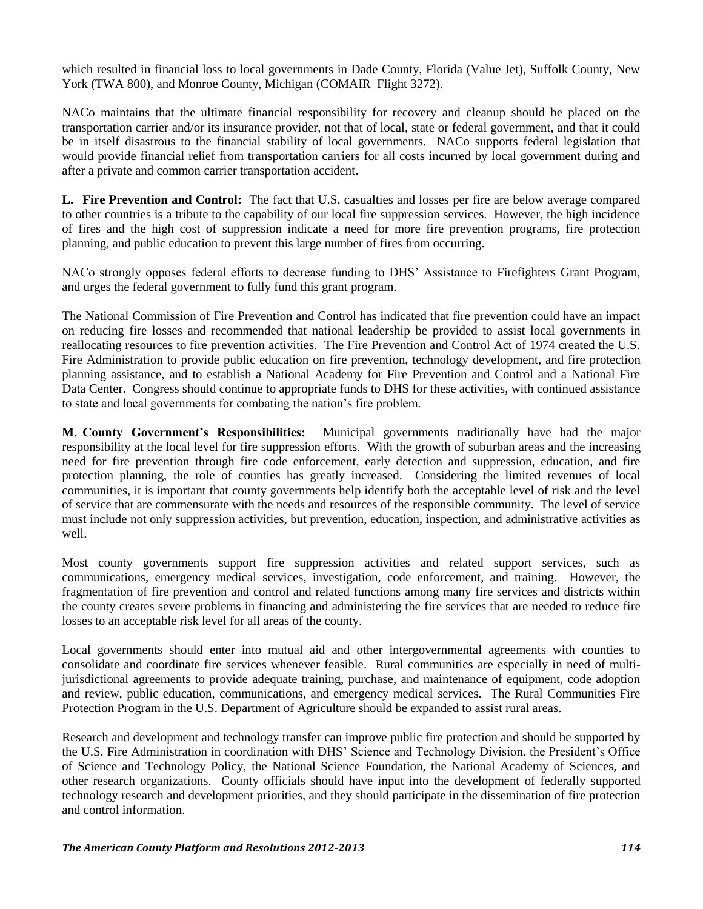which resulted in financial loss to local governments in Dade County, Florida (Value Jet), Suffolk County, New York (TWA 800), and Monroe County, Michigan (COMAIR Flight 3272).

NACo maintains that the ultimate financial responsibility for recovery and cleanup should be placed on the transportation carrier and/or its insurance provider, not that of local, state or federal government, and that it could be in itself disastrous to the financial stability of local governments. NACo supports federal legislation that would provide financial relief from transportation carriers for all costs incurred by local government during and after a private and common carrier transportation accident.

**L. Fire Prevention and Control:** The fact that U.S. casualties and losses per fire are below average compared to other countries is a tribute to the capability of our local fire suppression services. However, the high incidence of fires and the high cost of suppression indicate a need for more fire prevention programs, fire protection planning, and public education to prevent this large number of fires from occurring.

NACo strongly opposes federal efforts to decrease funding to DHS' Assistance to Firefighters Grant Program, and urges the federal government to fully fund this grant program.

The National Commission of Fire Prevention and Control has indicated that fire prevention could have an impact on reducing fire losses and recommended that national leadership be provided to assist local governments in reallocating resources to fire prevention activities. The Fire Prevention and Control Act of 1974 created the U.S. Fire Administration to provide public education on fire prevention, technology development, and fire protection planning assistance, and to establish a National Academy for Fire Prevention and Control and a National Fire Data Center. Congress should continue to appropriate funds to DHS for these activities, with continued assistance to state and local governments for combating the nation's fire problem.

**M. County Government's Responsibilities:** Municipal governments traditionally have had the major responsibility at the local level for fire suppression efforts. With the growth of suburban areas and the increasing need for fire prevention through fire code enforcement, early detection and suppression, education, and fire protection planning, the role of counties has greatly increased. Considering the limited revenues of local communities, it is important that county governments help identify both the acceptable level of risk and the level of service that are commensurate with the needs and resources of the responsible community. The level of service must include not only suppression activities, but prevention, education, inspection, and administrative activities as well.

Most county governments support fire suppression activities and related support services, such as communications, emergency medical services, investigation, code enforcement, and training. However, the fragmentation of fire prevention and control and related functions among many fire services and districts within the county creates severe problems in financing and administering the fire services that are needed to reduce fire losses to an acceptable risk level for all areas of the county.

Local governments should enter into mutual aid and other intergovernmental agreements with counties to consolidate and coordinate fire services whenever feasible. Rural communities are especially in need of multi-jurisdictional agreements to provide adequate training, purchase, and maintenance of equipment, code adoption and review, public education, communications, and emergency medical services. The Rural Communities Fire Protection Program in the U.S. Department of Agriculture should be expanded to assist rural areas.

Research and development and technology transfer can improve public fire protection and should be supported by the U.S. Fire Administration in coordination with DHS' Science and Technology Division, the President's Office of Science and Technology Policy, the National Science Foundation, the National Academy of Sciences, and other research organizations. County officials should have input into the development of federally supported technology research and development priorities, and they should participate in the dissemination of fire protection and control information.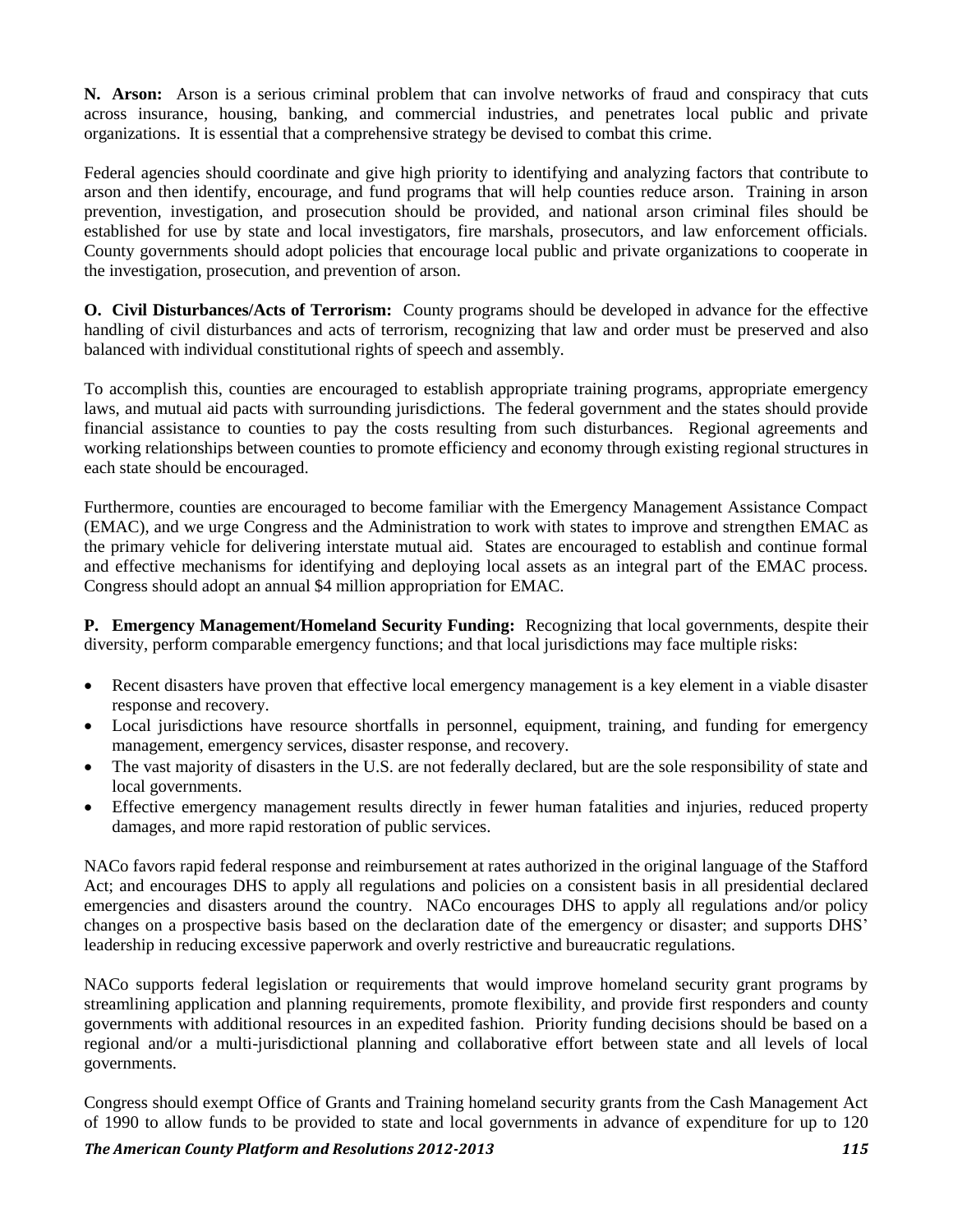**N. Arson:** Arson is a serious criminal problem that can involve networks of fraud and conspiracy that cuts across insurance, housing, banking, and commercial industries, and penetrates local public and private organizations. It is essential that a comprehensive strategy be devised to combat this crime.

Federal agencies should coordinate and give high priority to identifying and analyzing factors that contribute to arson and then identify, encourage, and fund programs that will help counties reduce arson. Training in arson prevention, investigation, and prosecution should be provided, and national arson criminal files should be established for use by state and local investigators, fire marshals, prosecutors, and law enforcement officials. County governments should adopt policies that encourage local public and private organizations to cooperate in the investigation, prosecution, and prevention of arson.

**O. Civil Disturbances/Acts of Terrorism:** County programs should be developed in advance for the effective handling of civil disturbances and acts of terrorism, recognizing that law and order must be preserved and also balanced with individual constitutional rights of speech and assembly.

To accomplish this, counties are encouraged to establish appropriate training programs, appropriate emergency laws, and mutual aid pacts with surrounding jurisdictions. The federal government and the states should provide financial assistance to counties to pay the costs resulting from such disturbances. Regional agreements and working relationships between counties to promote efficiency and economy through existing regional structures in each state should be encouraged.

Furthermore, counties are encouraged to become familiar with the Emergency Management Assistance Compact (EMAC), and we urge Congress and the Administration to work with states to improve and strengthen EMAC as the primary vehicle for delivering interstate mutual aid. States are encouraged to establish and continue formal and effective mechanisms for identifying and deploying local assets as an integral part of the EMAC process. Congress should adopt an annual $4 million appropriation for EMAC.

**P. Emergency Management/Homeland Security Funding:** Recognizing that local governments, despite their diversity, perform comparable emergency functions; and that local jurisdictions may face multiple risks:

- Recent disasters have proven that effective local emergency management is a key element in a viable disaster response and recovery.
- Local jurisdictions have resource shortfalls in personnel, equipment, training, and funding for emergency management, emergency services, disaster response, and recovery.
- The vast majority of disasters in the U.S. are not federally declared, but are the sole responsibility of state and local governments.
- Effective emergency management results directly in fewer human fatalities and injuries, reduced property damages, and more rapid restoration of public services.

NACo favors rapid federal response and reimbursement at rates authorized in the original language of the Stafford Act; and encourages DHS to apply all regulations and policies on a consistent basis in all presidential declared emergencies and disasters around the country. NACo encourages DHS to apply all regulations and/or policy changes on a prospective basis based on the declaration date of the emergency or disaster; and supports DHS' leadership in reducing excessive paperwork and overly restrictive and bureaucratic regulations.

NACo supports federal legislation or requirements that would improve homeland security grant programs by streamlining application and planning requirements, promote flexibility, and provide first responders and county governments with additional resources in an expedited fashion. Priority funding decisions should be based on a regional and/or a multi-jurisdictional planning and collaborative effort between state and all levels of local governments.

Congress should exempt Office of Grants and Training homeland security grants from the Cash Management Act of 1990 to allow funds to be provided to state and local governments in advance of expenditure for up to 120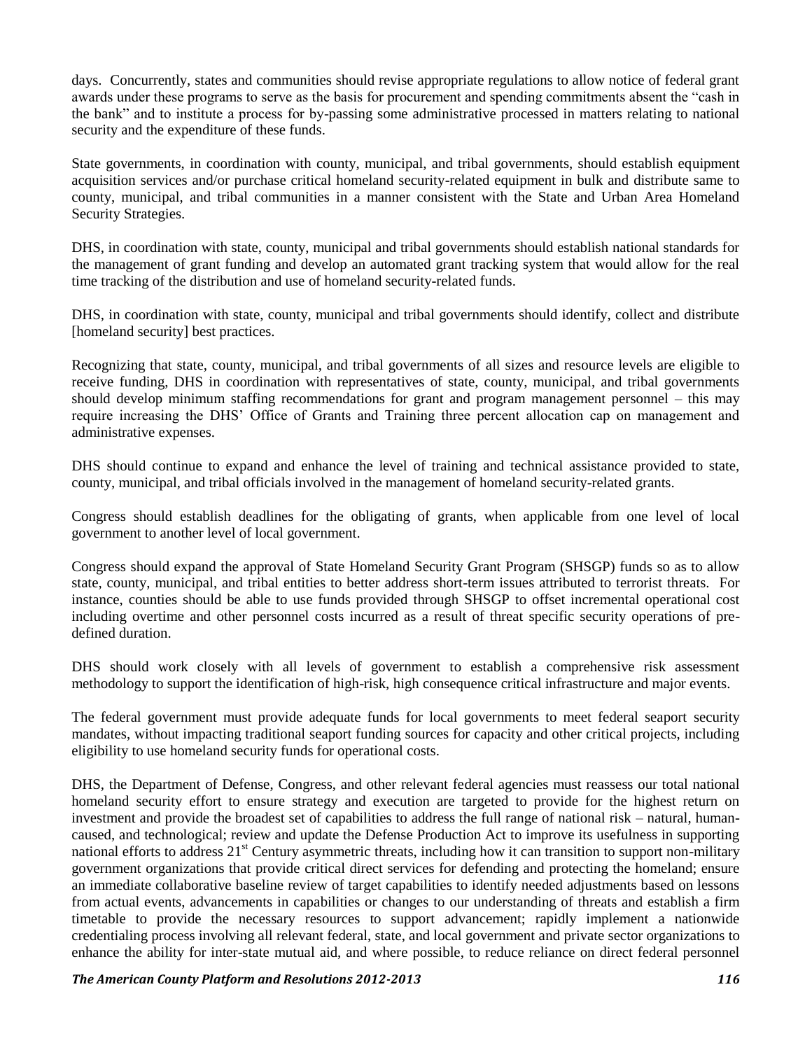days. Concurrently, states and communities should revise appropriate regulations to allow notice of federal grant awards under these programs to serve as the basis for procurement and spending commitments absent the "cash in the bank" and to institute a process for by-passing some administrative processed in matters relating to national security and the expenditure of these funds.

State governments, in coordination with county, municipal, and tribal governments, should establish equipment acquisition services and/or purchase critical homeland security-related equipment in bulk and distribute same to county, municipal, and tribal communities in a manner consistent with the State and Urban Area Homeland Security Strategies.

DHS, in coordination with state, county, municipal and tribal governments should establish national standards for the management of grant funding and develop an automated grant tracking system that would allow for the real time tracking of the distribution and use of homeland security-related funds.

DHS, in coordination with state, county, municipal and tribal governments should identify, collect and distribute [homeland security] best practices.

Recognizing that state, county, municipal, and tribal governments of all sizes and resource levels are eligible to receive funding, DHS in coordination with representatives of state, county, municipal, and tribal governments should develop minimum staffing recommendations for grant and program management personnel – this may require increasing the DHS' Office of Grants and Training three percent allocation cap on management and administrative expenses.

DHS should continue to expand and enhance the level of training and technical assistance provided to state, county, municipal, and tribal officials involved in the management of homeland security-related grants.

Congress should establish deadlines for the obligating of grants, when applicable from one level of local government to another level of local government.

Congress should expand the approval of State Homeland Security Grant Program (SHSGP) funds so as to allow state, county, municipal, and tribal entities to better address short-term issues attributed to terrorist threats. For instance, counties should be able to use funds provided through SHSGP to offset incremental operational cost including overtime and other personnel costs incurred as a result of threat specific security operations of pre-defined duration.

DHS should work closely with all levels of government to establish a comprehensive risk assessment methodology to support the identification of high-risk, high consequence critical infrastructure and major events.

The federal government must provide adequate funds for local governments to meet federal seaport security mandates, without impacting traditional seaport funding sources for capacity and other critical projects, including eligibility to use homeland security funds for operational costs.

DHS, the Department of Defense, Congress, and other relevant federal agencies must reassess our total national homeland security effort to ensure strategy and execution are targeted to provide for the highest return on investment and provide the broadest set of capabilities to address the full range of national risk – natural, human-caused, and technological; review and update the Defense Production Act to improve its usefulness in supporting national efforts to address 21st Century asymmetric threats, including how it can transition to support non-military government organizations that provide critical direct services for defending and protecting the homeland; ensure an immediate collaborative baseline review of target capabilities to identify needed adjustments based on lessons from actual events, advancements in capabilities or changes to our understanding of threats and establish a firm timetable to provide the necessary resources to support advancement; rapidly implement a nationwide credentialing process involving all relevant federal, state, and local government and private sector organizations to enhance the ability for inter-state mutual aid, and where possible, to reduce reliance on direct federal personnel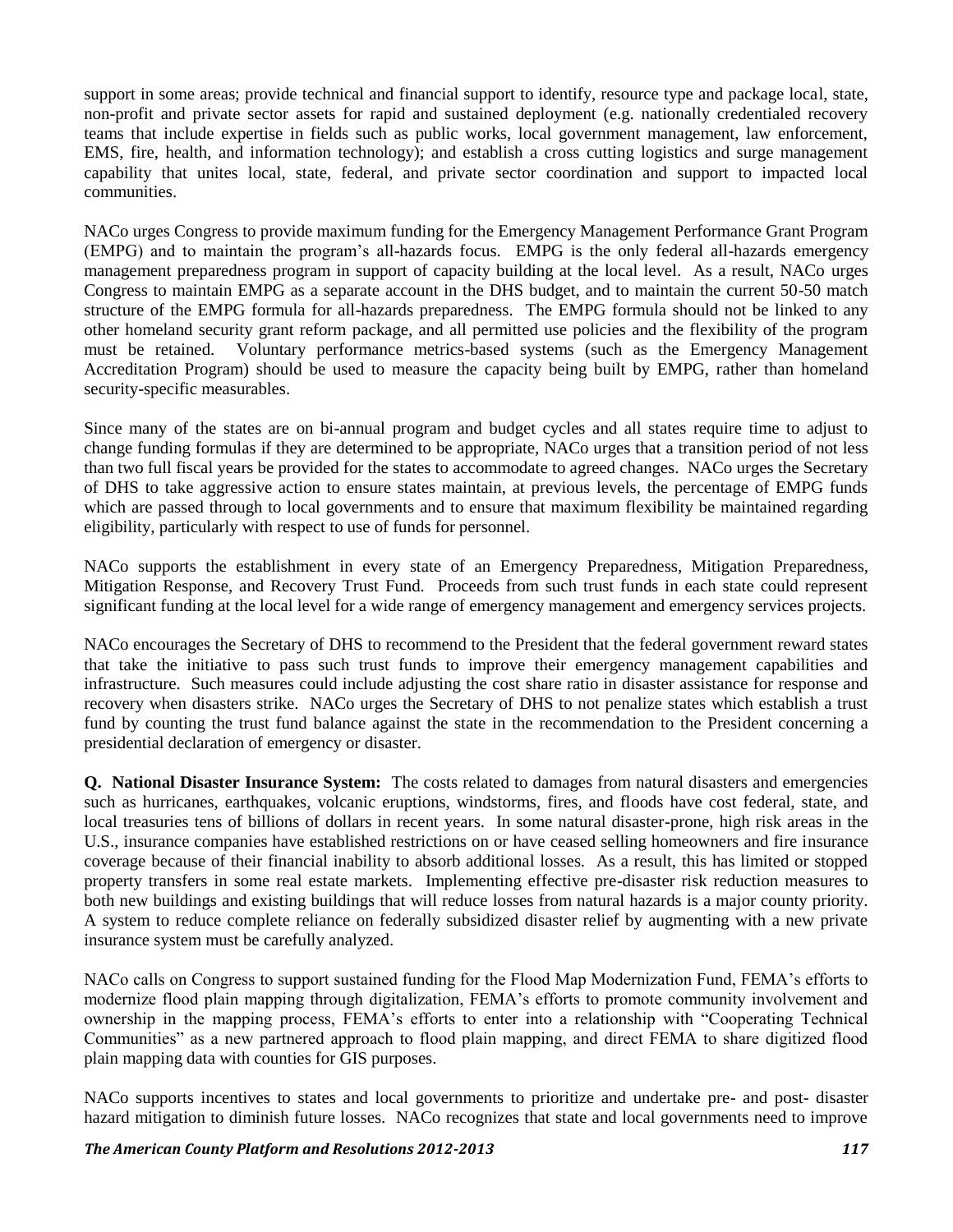support in some areas; provide technical and financial support to identify, resource type and package local, state, non-profit and private sector assets for rapid and sustained deployment (e.g. nationally credentialed recovery teams that include expertise in fields such as public works, local government management, law enforcement, EMS, fire, health, and information technology); and establish a cross cutting logistics and surge management capability that unites local, state, federal, and private sector coordination and support to impacted local communities.

NACo urges Congress to provide maximum funding for the Emergency Management Performance Grant Program (EMPG) and to maintain the program's all-hazards focus. EMPG is the only federal all-hazards emergency management preparedness program in support of capacity building at the local level. As a result, NACo urges Congress to maintain EMPG as a separate account in the DHS budget, and to maintain the current 50-50 match structure of the EMPG formula for all-hazards preparedness. The EMPG formula should not be linked to any other homeland security grant reform package, and all permitted use policies and the flexibility of the program must be retained. Voluntary performance metrics-based systems (such as the Emergency Management Accreditation Program) should be used to measure the capacity being built by EMPG, rather than homeland security-specific measurables.

Since many of the states are on bi-annual program and budget cycles and all states require time to adjust to change funding formulas if they are determined to be appropriate, NACo urges that a transition period of not less than two full fiscal years be provided for the states to accommodate to agreed changes. NACo urges the Secretary of DHS to take aggressive action to ensure states maintain, at previous levels, the percentage of EMPG funds which are passed through to local governments and to ensure that maximum flexibility be maintained regarding eligibility, particularly with respect to use of funds for personnel.

NACo supports the establishment in every state of an Emergency Preparedness, Mitigation Preparedness, Mitigation Response, and Recovery Trust Fund. Proceeds from such trust funds in each state could represent significant funding at the local level for a wide range of emergency management and emergency services projects.

NACo encourages the Secretary of DHS to recommend to the President that the federal government reward states that take the initiative to pass such trust funds to improve their emergency management capabilities and infrastructure. Such measures could include adjusting the cost share ratio in disaster assistance for response and recovery when disasters strike. NACo urges the Secretary of DHS to not penalize states which establish a trust fund by counting the trust fund balance against the state in the recommendation to the President concerning a presidential declaration of emergency or disaster.

**Q. National Disaster Insurance System:** The costs related to damages from natural disasters and emergencies such as hurricanes, earthquakes, volcanic eruptions, windstorms, fires, and floods have cost federal, state, and local treasuries tens of billions of dollars in recent years. In some natural disaster-prone, high risk areas in the U.S., insurance companies have established restrictions on or have ceased selling homeowners and fire insurance coverage because of their financial inability to absorb additional losses. As a result, this has limited or stopped property transfers in some real estate markets. Implementing effective pre-disaster risk reduction measures to both new buildings and existing buildings that will reduce losses from natural hazards is a major county priority. A system to reduce complete reliance on federally subsidized disaster relief by augmenting with a new private insurance system must be carefully analyzed.

NACo calls on Congress to support sustained funding for the Flood Map Modernization Fund, FEMA's efforts to modernize flood plain mapping through digitalization, FEMA's efforts to promote community involvement and ownership in the mapping process, FEMA's efforts to enter into a relationship with "Cooperating Technical Communities" as a new partnered approach to flood plain mapping, and direct FEMA to share digitized flood plain mapping data with counties for GIS purposes.

NACo supports incentives to states and local governments to prioritize and undertake pre- and post- disaster hazard mitigation to diminish future losses. NACo recognizes that state and local governments need to improve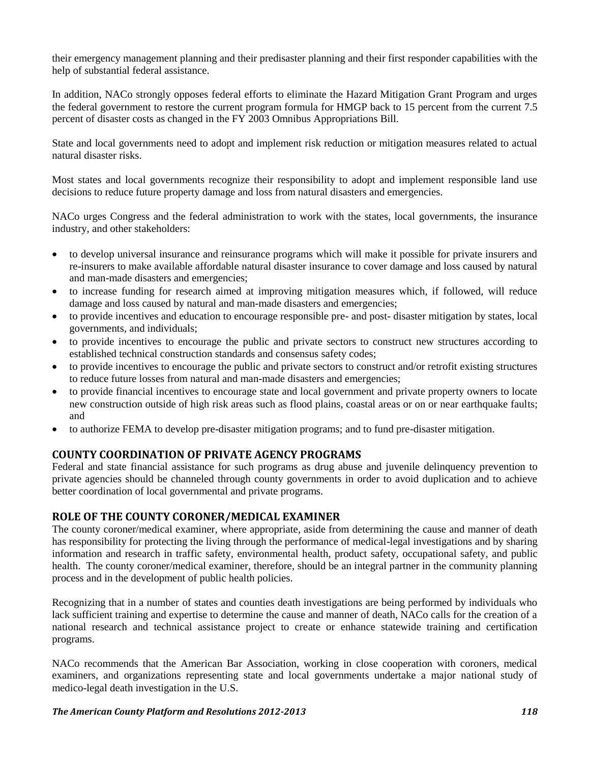their emergency management planning and their predisaster planning and their first responder capabilities with the help of substantial federal assistance.

In addition, NACo strongly opposes federal efforts to eliminate the Hazard Mitigation Grant Program and urges the federal government to restore the current program formula for HMGP back to 15 percent from the current 7.5 percent of disaster costs as changed in the FY 2003 Omnibus Appropriations Bill.

State and local governments need to adopt and implement risk reduction or mitigation measures related to actual natural disaster risks.

Most states and local governments recognize their responsibility to adopt and implement responsible land use decisions to reduce future property damage and loss from natural disasters and emergencies.

NACo urges Congress and the federal administration to work with the states, local governments, the insurance industry, and other stakeholders:

- to develop universal insurance and reinsurance programs which will make it possible for private insurers and re-insurers to make available affordable natural disaster insurance to cover damage and loss caused by natural and man-made disasters and emergencies;
- to increase funding for research aimed at improving mitigation measures which, if followed, will reduce damage and loss caused by natural and man-made disasters and emergencies;
- to provide incentives and education to encourage responsible pre- and post- disaster mitigation by states, local governments, and individuals;
- to provide incentives to encourage the public and private sectors to construct new structures according to established technical construction standards and consensus safety codes;
- to provide incentives to encourage the public and private sectors to construct and/or retrofit existing structures to reduce future losses from natural and man-made disasters and emergencies;
- to provide financial incentives to encourage state and local government and private property owners to locate new construction outside of high risk areas such as flood plains, coastal areas or on or near earthquake faults; and
- to authorize FEMA to develop pre-disaster mitigation programs; and to fund pre-disaster mitigation.

## COUNTY COORDINATION OF PRIVATE AGENCY PROGRAMS

Federal and state financial assistance for such programs as drug abuse and juvenile delinquency prevention to private agencies should be channeled through county governments in order to avoid duplication and to achieve better coordination of local governmental and private programs.

## ROLE OF THE COUNTY CORONER/MEDICAL EXAMINER

The county coroner/medical examiner, where appropriate, aside from determining the cause and manner of death has responsibility for protecting the living through the performance of medical-legal investigations and by sharing information and research in traffic safety, environmental health, product safety, occupational safety, and public health. The county coroner/medical examiner, therefore, should be an integral partner in the community planning process and in the development of public health policies.

Recognizing that in a number of states and counties death investigations are being performed by individuals who lack sufficient training and expertise to determine the cause and manner of death, NACo calls for the creation of a national research and technical assistance project to create or enhance statewide training and certification programs.

NACo recommends that the American Bar Association, working in close cooperation with coroners, medical examiners, and organizations representing state and local governments undertake a major national study of medico-legal death investigation in the U.S.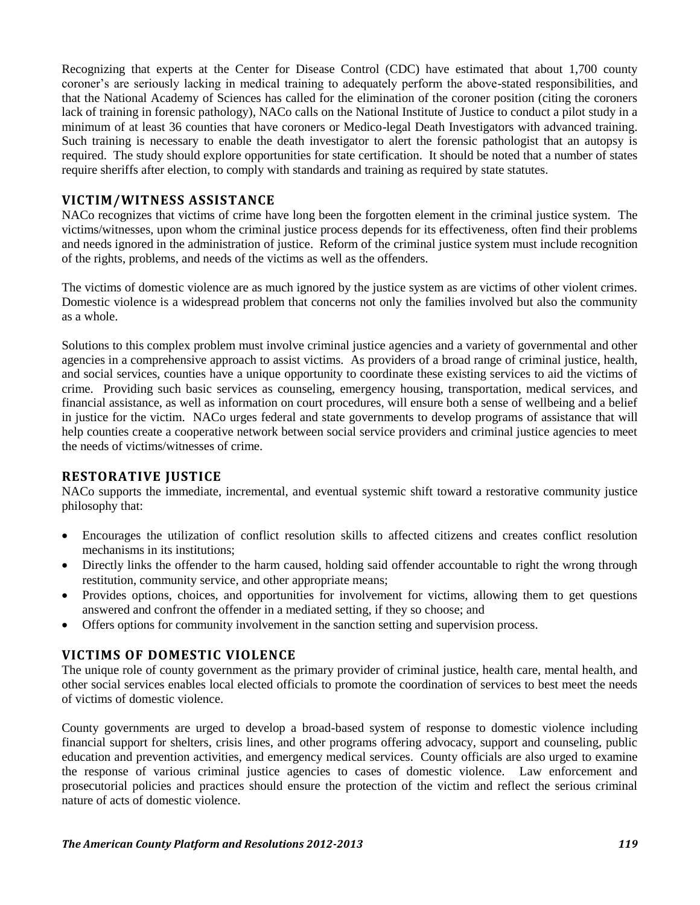Recognizing that experts at the Center for Disease Control (CDC) have estimated that about 1,700 county coroner's are seriously lacking in medical training to adequately perform the above-stated responsibilities, and that the National Academy of Sciences has called for the elimination of the coroner position (citing the coroners lack of training in forensic pathology), NACo calls on the National Institute of Justice to conduct a pilot study in a minimum of at least 36 counties that have coroners or Medico-legal Death Investigators with advanced training. Such training is necessary to enable the death investigator to alert the forensic pathologist that an autopsy is required. The study should explore opportunities for state certification. It should be noted that a number of states require sheriffs after election, to comply with standards and training as required by state statutes.

## VICTIM/WITNESS ASSISTANCE

NACo recognizes that victims of crime have long been the forgotten element in the criminal justice system. The victims/witnesses, upon whom the criminal justice process depends for its effectiveness, often find their problems and needs ignored in the administration of justice. Reform of the criminal justice system must include recognition of the rights, problems, and needs of the victims as well as the offenders.

The victims of domestic violence are as much ignored by the justice system as are victims of other violent crimes. Domestic violence is a widespread problem that concerns not only the families involved but also the community as a whole.

Solutions to this complex problem must involve criminal justice agencies and a variety of governmental and other agencies in a comprehensive approach to assist victims. As providers of a broad range of criminal justice, health, and social services, counties have a unique opportunity to coordinate these existing services to aid the victims of crime. Providing such basic services as counseling, emergency housing, transportation, medical services, and financial assistance, as well as information on court procedures, will ensure both a sense of wellbeing and a belief in justice for the victim. NACo urges federal and state governments to develop programs of assistance that will help counties create a cooperative network between social service providers and criminal justice agencies to meet the needs of victims/witnesses of crime.

## RESTORATIVE JUSTICE

NACo supports the immediate, incremental, and eventual systemic shift toward a restorative community justice philosophy that:

- Encourages the utilization of conflict resolution skills to affected citizens and creates conflict resolution mechanisms in its institutions;
- Directly links the offender to the harm caused, holding said offender accountable to right the wrong through restitution, community service, and other appropriate means;
- Provides options, choices, and opportunities for involvement for victims, allowing them to get questions answered and confront the offender in a mediated setting, if they so choose; and
- Offers options for community involvement in the sanction setting and supervision process.

## VICTIMS OF DOMESTIC VIOLENCE

The unique role of county government as the primary provider of criminal justice, health care, mental health, and other social services enables local elected officials to promote the coordination of services to best meet the needs of victims of domestic violence.

County governments are urged to develop a broad-based system of response to domestic violence including financial support for shelters, crisis lines, and other programs offering advocacy, support and counseling, public education and prevention activities, and emergency medical services. County officials are also urged to examine the response of various criminal justice agencies to cases of domestic violence. Law enforcement and prosecutorial policies and practices should ensure the protection of the victim and reflect the serious criminal nature of acts of domestic violence.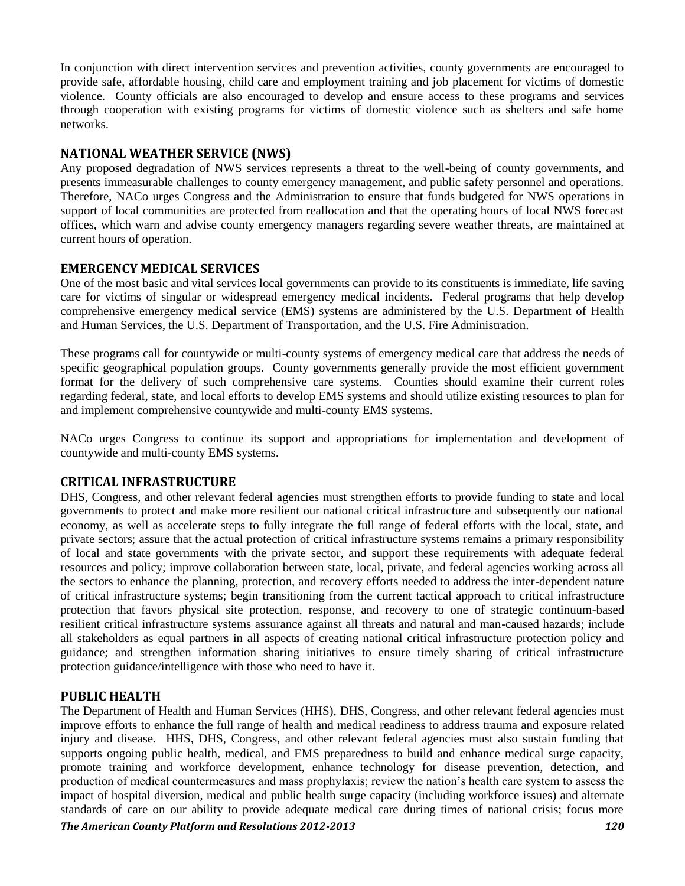In conjunction with direct intervention services and prevention activities, county governments are encouraged to provide safe, affordable housing, child care and employment training and job placement for victims of domestic violence. County officials are also encouraged to develop and ensure access to these programs and services through cooperation with existing programs for victims of domestic violence such as shelters and safe home networks.

## NATIONAL WEATHER SERVICE (NWS)

Any proposed degradation of NWS services represents a threat to the well-being of county governments, and presents immeasurable challenges to county emergency management, and public safety personnel and operations. Therefore, NACo urges Congress and the Administration to ensure that funds budgeted for NWS operations in support of local communities are protected from reallocation and that the operating hours of local NWS forecast offices, which warn and advise county emergency managers regarding severe weather threats, are maintained at current hours of operation.

## EMERGENCY MEDICAL SERVICES

One of the most basic and vital services local governments can provide to its constituents is immediate, life saving care for victims of singular or widespread emergency medical incidents. Federal programs that help develop comprehensive emergency medical service (EMS) systems are administered by the U.S. Department of Health and Human Services, the U.S. Department of Transportation, and the U.S. Fire Administration.

These programs call for countywide or multi-county systems of emergency medical care that address the needs of specific geographical population groups. County governments generally provide the most efficient government format for the delivery of such comprehensive care systems. Counties should examine their current roles regarding federal, state, and local efforts to develop EMS systems and should utilize existing resources to plan for and implement comprehensive countywide and multi-county EMS systems.

NACo urges Congress to continue its support and appropriations for implementation and development of countywide and multi-county EMS systems.

## CRITICAL INFRASTRUCTURE

DHS, Congress, and other relevant federal agencies must strengthen efforts to provide funding to state and local governments to protect and make more resilient our national critical infrastructure and subsequently our national economy, as well as accelerate steps to fully integrate the full range of federal efforts with the local, state, and private sectors; assure that the actual protection of critical infrastructure systems remains a primary responsibility of local and state governments with the private sector, and support these requirements with adequate federal resources and policy; improve collaboration between state, local, private, and federal agencies working across all the sectors to enhance the planning, protection, and recovery efforts needed to address the inter-dependent nature of critical infrastructure systems; begin transitioning from the current tactical approach to critical infrastructure protection that favors physical site protection, response, and recovery to one of strategic continuum-based resilient critical infrastructure systems assurance against all threats and natural and man-caused hazards; include all stakeholders as equal partners in all aspects of creating national critical infrastructure protection policy and guidance; and strengthen information sharing initiatives to ensure timely sharing of critical infrastructure protection guidance/intelligence with those who need to have it.

## PUBLIC HEALTH

The Department of Health and Human Services (HHS), DHS, Congress, and other relevant federal agencies must improve efforts to enhance the full range of health and medical readiness to address trauma and exposure related injury and disease. HHS, DHS, Congress, and other relevant federal agencies must also sustain funding that supports ongoing public health, medical, and EMS preparedness to build and enhance medical surge capacity, promote training and workforce development, enhance technology for disease prevention, detection, and production of medical countermeasures and mass prophylaxis; review the nation's health care system to assess the impact of hospital diversion, medical and public health surge capacity (including workforce issues) and alternate standards of care on our ability to provide adequate medical care during times of national crisis; focus more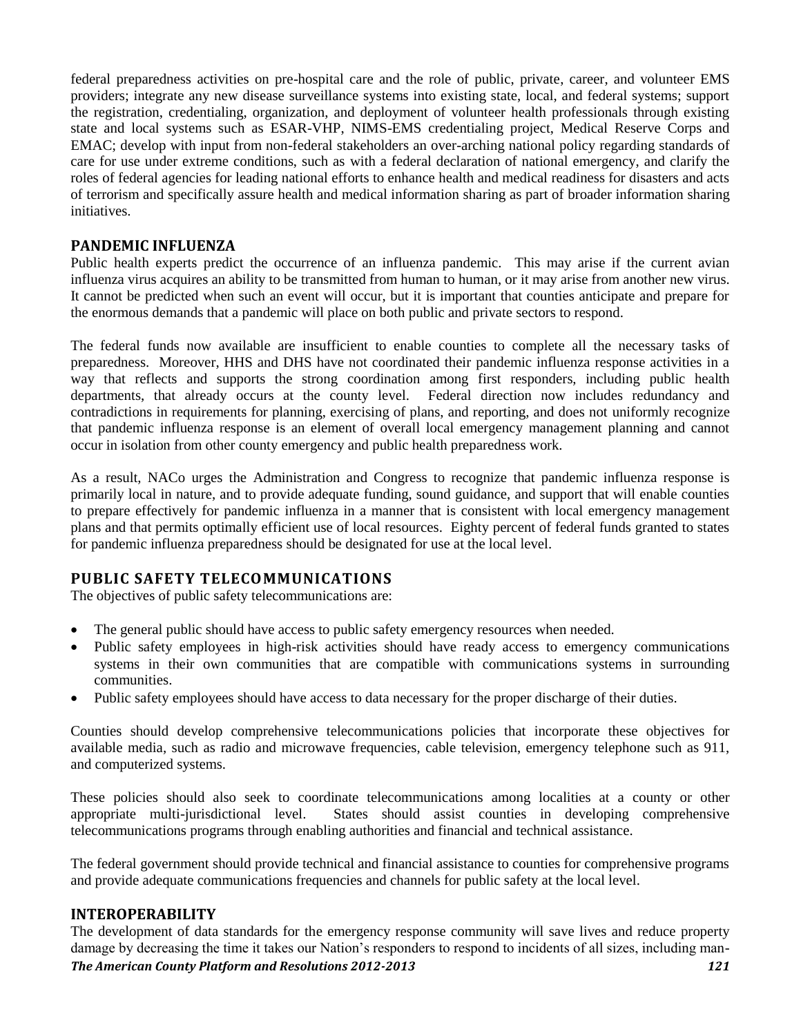federal preparedness activities on pre-hospital care and the role of public, private, career, and volunteer EMS providers; integrate any new disease surveillance systems into existing state, local, and federal systems; support the registration, credentialing, organization, and deployment of volunteer health professionals through existing state and local systems such as ESAR-VHP, NIMS-EMS credentialing project, Medical Reserve Corps and EMAC; develop with input from non-federal stakeholders an over-arching national policy regarding standards of care for use under extreme conditions, such as with a federal declaration of national emergency, and clarify the roles of federal agencies for leading national efforts to enhance health and medical readiness for disasters and acts of terrorism and specifically assure health and medical information sharing as part of broader information sharing initiatives.

### PANDEMIC INFLUENZA

Public health experts predict the occurrence of an influenza pandemic. This may arise if the current avian influenza virus acquires an ability to be transmitted from human to human, or it may arise from another new virus. It cannot be predicted when such an event will occur, but it is important that counties anticipate and prepare for the enormous demands that a pandemic will place on both public and private sectors to respond.

The federal funds now available are insufficient to enable counties to complete all the necessary tasks of preparedness. Moreover, HHS and DHS have not coordinated their pandemic influenza response activities in a way that reflects and supports the strong coordination among first responders, including public health departments, that already occurs at the county level. Federal direction now includes redundancy and contradictions in requirements for planning, exercising of plans, and reporting, and does not uniformly recognize that pandemic influenza response is an element of overall local emergency management planning and cannot occur in isolation from other county emergency and public health preparedness work.

As a result, NACo urges the Administration and Congress to recognize that pandemic influenza response is primarily local in nature, and to provide adequate funding, sound guidance, and support that will enable counties to prepare effectively for pandemic influenza in a manner that is consistent with local emergency management plans and that permits optimally efficient use of local resources. Eighty percent of federal funds granted to states for pandemic influenza preparedness should be designated for use at the local level.

### PUBLIC SAFETY TELECOMMUNICATIONS

The objectives of public safety telecommunications are:

- The general public should have access to public safety emergency resources when needed.
- Public safety employees in high-risk activities should have ready access to emergency communications systems in their own communities that are compatible with communications systems in surrounding communities.
- Public safety employees should have access to data necessary for the proper discharge of their duties.

Counties should develop comprehensive telecommunications policies that incorporate these objectives for available media, such as radio and microwave frequencies, cable television, emergency telephone such as 911, and computerized systems.

These policies should also seek to coordinate telecommunications among localities at a county or other appropriate multi-jurisdictional level. States should assist counties in developing comprehensive telecommunications programs through enabling authorities and financial and technical assistance.

The federal government should provide technical and financial assistance to counties for comprehensive programs and provide adequate communications frequencies and channels for public safety at the local level.

### INTEROPERABILITY

The development of data standards for the emergency response community will save lives and reduce property damage by decreasing the time it takes our Nation's responders to respond to incidents of all sizes, including man-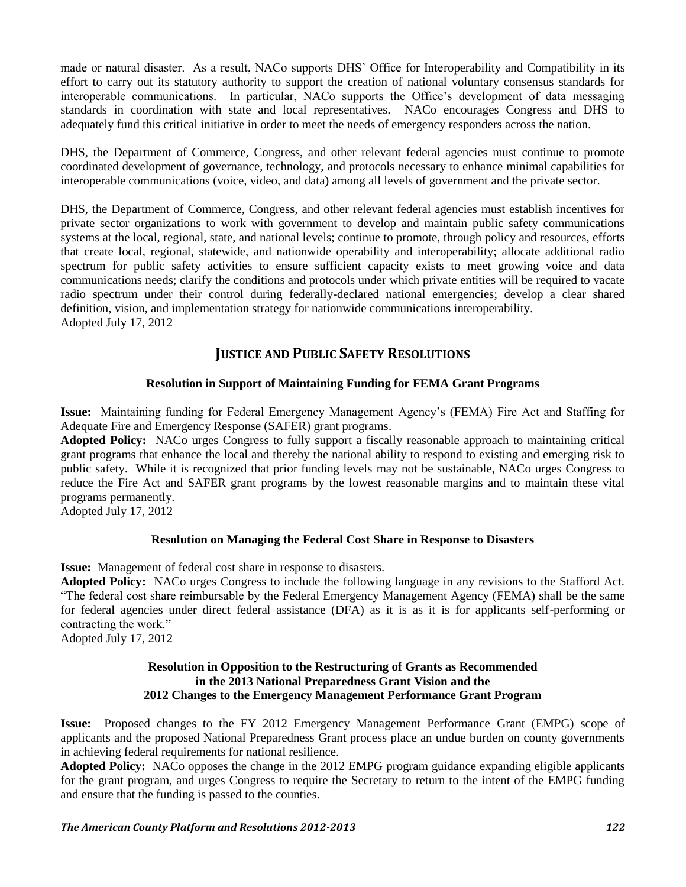made or natural disaster. As a result, NACo supports DHS' Office for Interoperability and Compatibility in its effort to carry out its statutory authority to support the creation of national voluntary consensus standards for interoperable communications. In particular, NACo supports the Office's development of data messaging standards in coordination with state and local representatives. NACo encourages Congress and DHS to adequately fund this critical initiative in order to meet the needs of emergency responders across the nation.

DHS, the Department of Commerce, Congress, and other relevant federal agencies must continue to promote coordinated development of governance, technology, and protocols necessary to enhance minimal capabilities for interoperable communications (voice, video, and data) among all levels of government and the private sector.

DHS, the Department of Commerce, Congress, and other relevant federal agencies must establish incentives for private sector organizations to work with government to develop and maintain public safety communications systems at the local, regional, state, and national levels; continue to promote, through policy and resources, efforts that create local, regional, statewide, and nationwide operability and interoperability; allocate additional radio spectrum for public safety activities to ensure sufficient capacity exists to meet growing voice and data communications needs; clarify the conditions and protocols under which private entities will be required to vacate radio spectrum under their control during federally-declared national emergencies; develop a clear shared definition, vision, and implementation strategy for nationwide communications interoperability.
Adopted July 17, 2012

## JUSTICE AND PUBLIC SAFETY RESOLUTIONS

### Resolution in Support of Maintaining Funding for FEMA Grant Programs

**Issue:** Maintaining funding for Federal Emergency Management Agency's (FEMA) Fire Act and Staffing for Adequate Fire and Emergency Response (SAFER) grant programs.
**Adopted Policy:** NACo urges Congress to fully support a fiscally reasonable approach to maintaining critical grant programs that enhance the local and thereby the national ability to respond to existing and emerging risk to public safety. While it is recognized that prior funding levels may not be sustainable, NACo urges Congress to reduce the Fire Act and SAFER grant programs by the lowest reasonable margins and to maintain these vital programs permanently.
Adopted July 17, 2012

### Resolution on Managing the Federal Cost Share in Response to Disasters

**Issue:** Management of federal cost share in response to disasters.
**Adopted Policy:** NACo urges Congress to include the following language in any revisions to the Stafford Act. "The federal cost share reimbursable by the Federal Emergency Management Agency (FEMA) shall be the same for federal agencies under direct federal assistance (DFA) as it is as it is for applicants self-performing or contracting the work."
Adopted July 17, 2012

### Resolution in Opposition to the Restructuring of Grants as Recommended in the 2013 National Preparedness Grant Vision and the 2012 Changes to the Emergency Management Performance Grant Program

**Issue:** Proposed changes to the FY 2012 Emergency Management Performance Grant (EMPG) scope of applicants and the proposed National Preparedness Grant process place an undue burden on county governments in achieving federal requirements for national resilience.
**Adopted Policy:** NACo opposes the change in the 2012 EMPG program guidance expanding eligible applicants for the grant program, and urges Congress to require the Secretary to return to the intent of the EMPG funding and ensure that the funding is passed to the counties.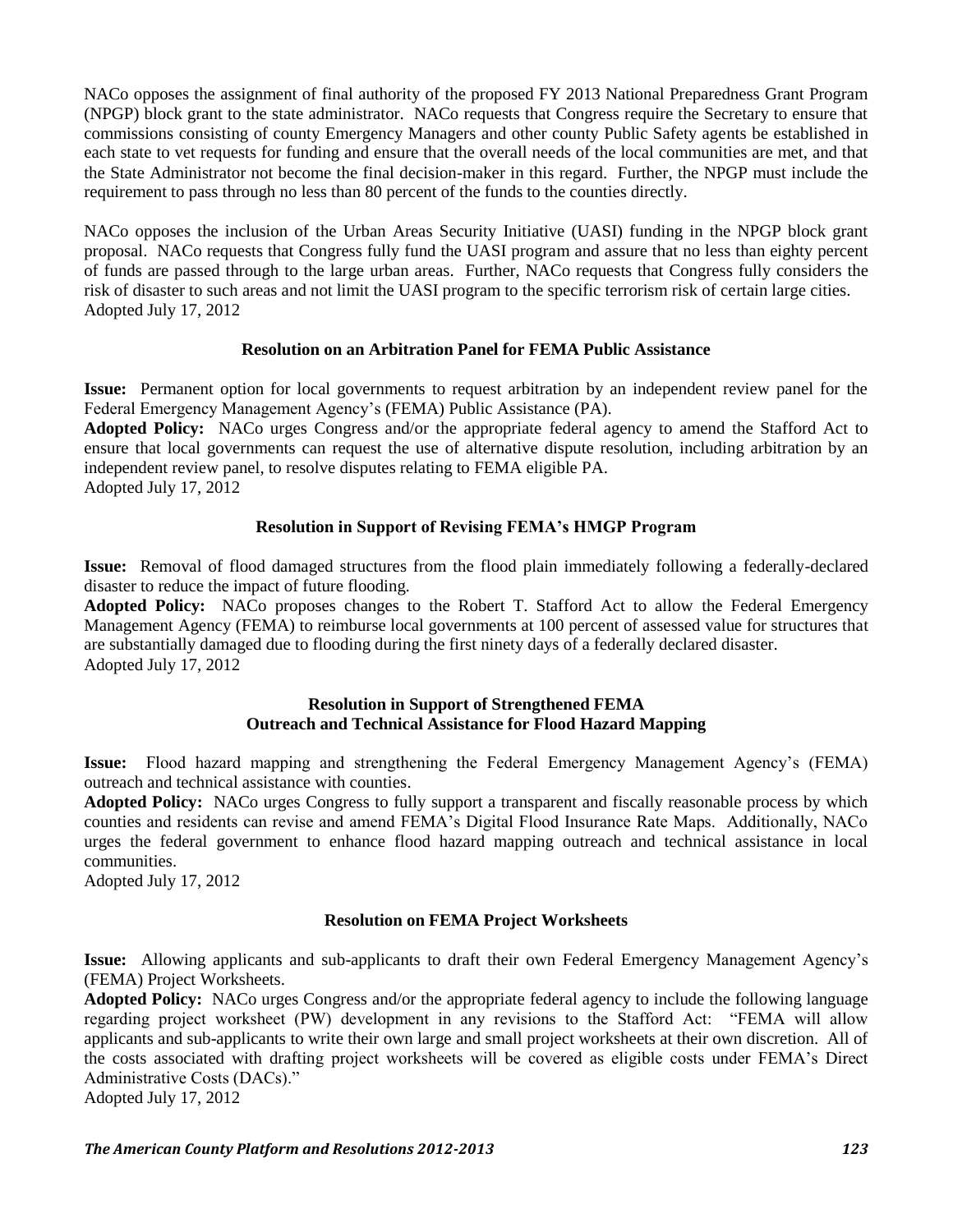NACo opposes the assignment of final authority of the proposed FY 2013 National Preparedness Grant Program (NPGP) block grant to the state administrator. NACo requests that Congress require the Secretary to ensure that commissions consisting of county Emergency Managers and other county Public Safety agents be established in each state to vet requests for funding and ensure that the overall needs of the local communities are met, and that the State Administrator not become the final decision-maker in this regard. Further, the NPGP must include the requirement to pass through no less than 80 percent of the funds to the counties directly.

NACo opposes the inclusion of the Urban Areas Security Initiative (UASI) funding in the NPGP block grant proposal. NACo requests that Congress fully fund the UASI program and assure that no less than eighty percent of funds are passed through to the large urban areas. Further, NACo requests that Congress fully considers the risk of disaster to such areas and not limit the UASI program to the specific terrorism risk of certain large cities.
Adopted July 17, 2012

### Resolution on an Arbitration Panel for FEMA Public Assistance

**Issue:** Permanent option for local governments to request arbitration by an independent review panel for the Federal Emergency Management Agency's (FEMA) Public Assistance (PA).
**Adopted Policy:** NACo urges Congress and/or the appropriate federal agency to amend the Stafford Act to ensure that local governments can request the use of alternative dispute resolution, including arbitration by an independent review panel, to resolve disputes relating to FEMA eligible PA.
Adopted July 17, 2012

### Resolution in Support of Revising FEMA's HMGP Program

**Issue:** Removal of flood damaged structures from the flood plain immediately following a federally-declared disaster to reduce the impact of future flooding.
**Adopted Policy:** NACo proposes changes to the Robert T. Stafford Act to allow the Federal Emergency Management Agency (FEMA) to reimburse local governments at 100 percent of assessed value for structures that are substantially damaged due to flooding during the first ninety days of a federally declared disaster.
Adopted July 17, 2012

### Resolution in Support of Strengthened FEMA Outreach and Technical Assistance for Flood Hazard Mapping

**Issue:** Flood hazard mapping and strengthening the Federal Emergency Management Agency's (FEMA) outreach and technical assistance with counties.
**Adopted Policy:** NACo urges Congress to fully support a transparent and fiscally reasonable process by which counties and residents can revise and amend FEMA's Digital Flood Insurance Rate Maps. Additionally, NACo urges the federal government to enhance flood hazard mapping outreach and technical assistance in local communities.
Adopted July 17, 2012

### Resolution on FEMA Project Worksheets

**Issue:** Allowing applicants and sub-applicants to draft their own Federal Emergency Management Agency's (FEMA) Project Worksheets.
**Adopted Policy:** NACo urges Congress and/or the appropriate federal agency to include the following language regarding project worksheet (PW) development in any revisions to the Stafford Act: "FEMA will allow applicants and sub-applicants to write their own large and small project worksheets at their own discretion. All of the costs associated with drafting project worksheets will be covered as eligible costs under FEMA's Direct Administrative Costs (DACs)."
Adopted July 17, 2012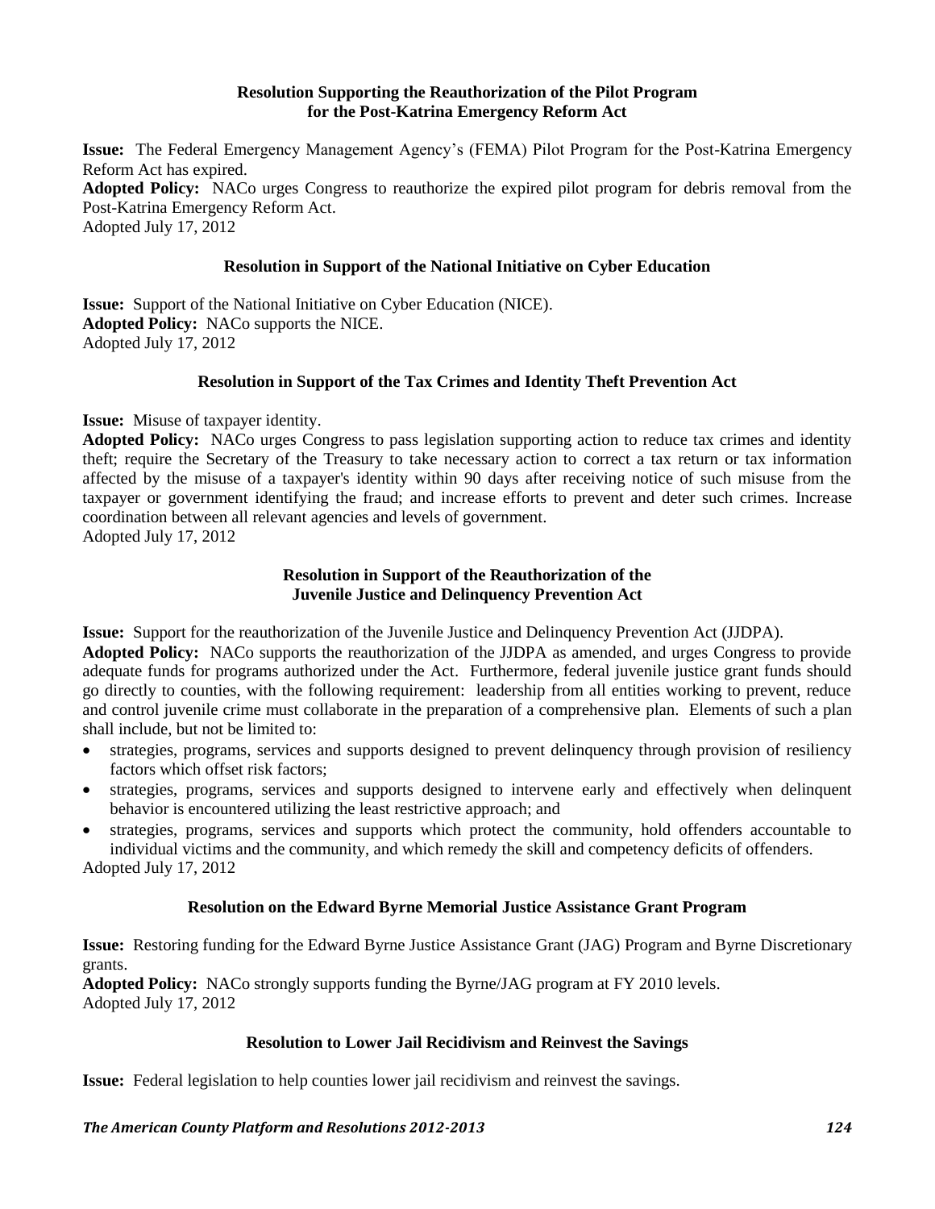### Resolution Supporting the Reauthorization of the Pilot Program for the Post-Katrina Emergency Reform Act

**Issue:** The Federal Emergency Management Agency's (FEMA) Pilot Program for the Post-Katrina Emergency Reform Act has expired.

**Adopted Policy:** NACo urges Congress to reauthorize the expired pilot program for debris removal from the Post-Katrina Emergency Reform Act.

Adopted July 17, 2012

### Resolution in Support of the National Initiative on Cyber Education

**Issue:** Support of the National Initiative on Cyber Education (NICE).

**Adopted Policy:** NACo supports the NICE.

Adopted July 17, 2012

### Resolution in Support of the Tax Crimes and Identity Theft Prevention Act

**Issue:** Misuse of taxpayer identity.

**Adopted Policy:** NACo urges Congress to pass legislation supporting action to reduce tax crimes and identity theft; require the Secretary of the Treasury to take necessary action to correct a tax return or tax information affected by the misuse of a taxpayer's identity within 90 days after receiving notice of such misuse from the taxpayer or government identifying the fraud; and increase efforts to prevent and deter such crimes. Increase coordination between all relevant agencies and levels of government.

Adopted July 17, 2012

### Resolution in Support of the Reauthorization of the Juvenile Justice and Delinquency Prevention Act

**Issue:** Support for the reauthorization of the Juvenile Justice and Delinquency Prevention Act (JJDPA).

**Adopted Policy:** NACo supports the reauthorization of the JJDPA as amended, and urges Congress to provide adequate funds for programs authorized under the Act. Furthermore, federal juvenile justice grant funds should go directly to counties, with the following requirement: leadership from all entities working to prevent, reduce and control juvenile crime must collaborate in the preparation of a comprehensive plan. Elements of such a plan shall include, but not be limited to:

- strategies, programs, services and supports designed to prevent delinquency through provision of resiliency factors which offset risk factors;
- strategies, programs, services and supports designed to intervene early and effectively when delinquent behavior is encountered utilizing the least restrictive approach; and
- strategies, programs, services and supports which protect the community, hold offenders accountable to individual victims and the community, and which remedy the skill and competency deficits of offenders.

Adopted July 17, 2012

### Resolution on the Edward Byrne Memorial Justice Assistance Grant Program

**Issue:** Restoring funding for the Edward Byrne Justice Assistance Grant (JAG) Program and Byrne Discretionary grants.

**Adopted Policy:** NACo strongly supports funding the Byrne/JAG program at FY 2010 levels.

Adopted July 17, 2012

### Resolution to Lower Jail Recidivism and Reinvest the Savings

**Issue:** Federal legislation to help counties lower jail recidivism and reinvest the savings.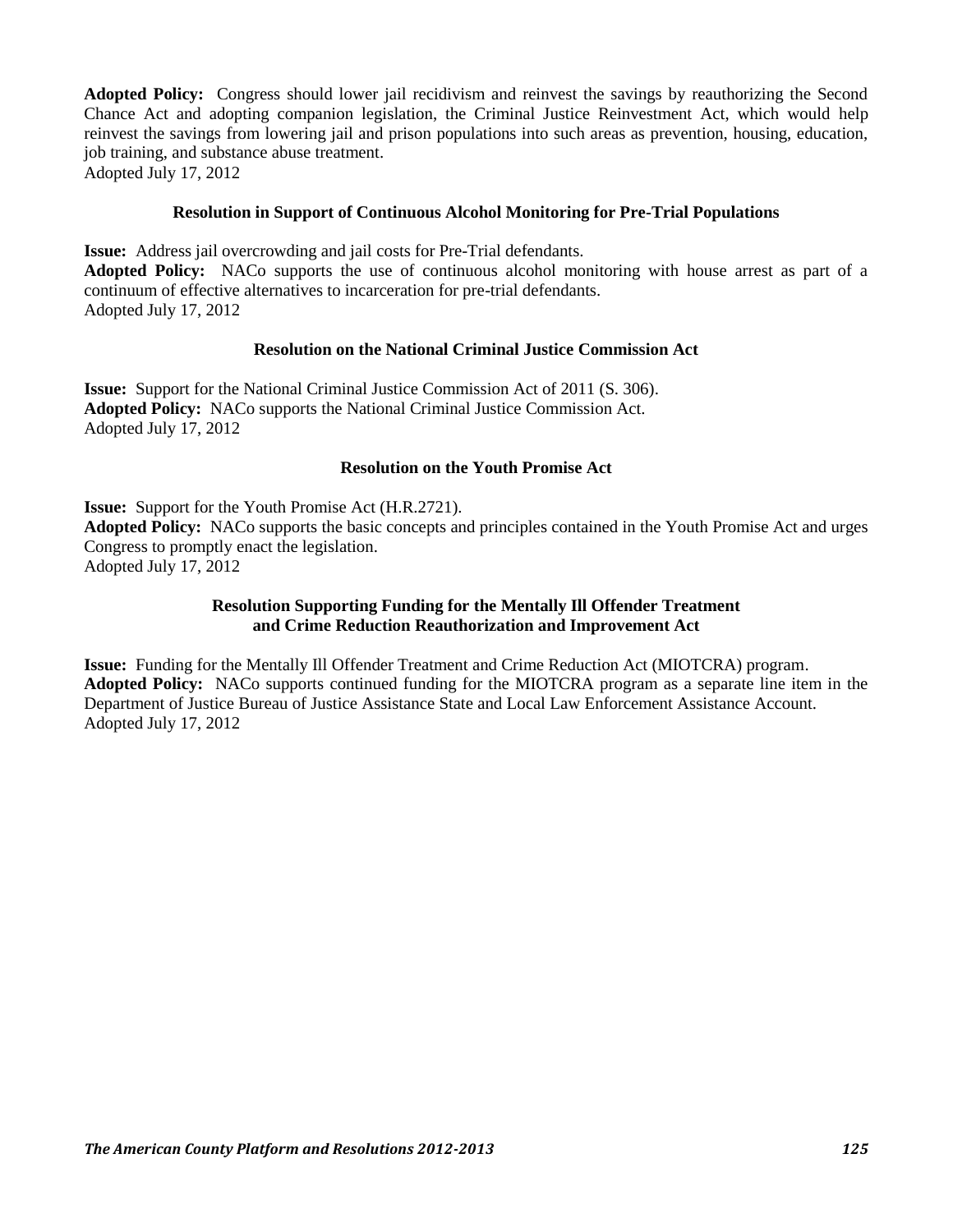**Adopted Policy:** Congress should lower jail recidivism and reinvest the savings by reauthorizing the Second Chance Act and adopting companion legislation, the Criminal Justice Reinvestment Act, which would help reinvest the savings from lowering jail and prison populations into such areas as prevention, housing, education, job training, and substance abuse treatment.
Adopted July 17, 2012

### Resolution in Support of Continuous Alcohol Monitoring for Pre-Trial Populations

**Issue:** Address jail overcrowding and jail costs for Pre-Trial defendants.
**Adopted Policy:** NACo supports the use of continuous alcohol monitoring with house arrest as part of a continuum of effective alternatives to incarceration for pre-trial defendants.
Adopted July 17, 2012

### Resolution on the National Criminal Justice Commission Act

**Issue:** Support for the National Criminal Justice Commission Act of 2011 (S. 306).
**Adopted Policy:** NACo supports the National Criminal Justice Commission Act.
Adopted July 17, 2012

### Resolution on the Youth Promise Act

**Issue:** Support for the Youth Promise Act (H.R.2721).
**Adopted Policy:** NACo supports the basic concepts and principles contained in the Youth Promise Act and urges Congress to promptly enact the legislation.
Adopted July 17, 2012

### Resolution Supporting Funding for the Mentally Ill Offender Treatment and Crime Reduction Reauthorization and Improvement Act

**Issue:** Funding for the Mentally Ill Offender Treatment and Crime Reduction Act (MIOTCRA) program.
**Adopted Policy:** NACo supports continued funding for the MIOTCRA program as a separate line item in the Department of Justice Bureau of Justice Assistance State and Local Law Enforcement Assistance Account.
Adopted July 17, 2012